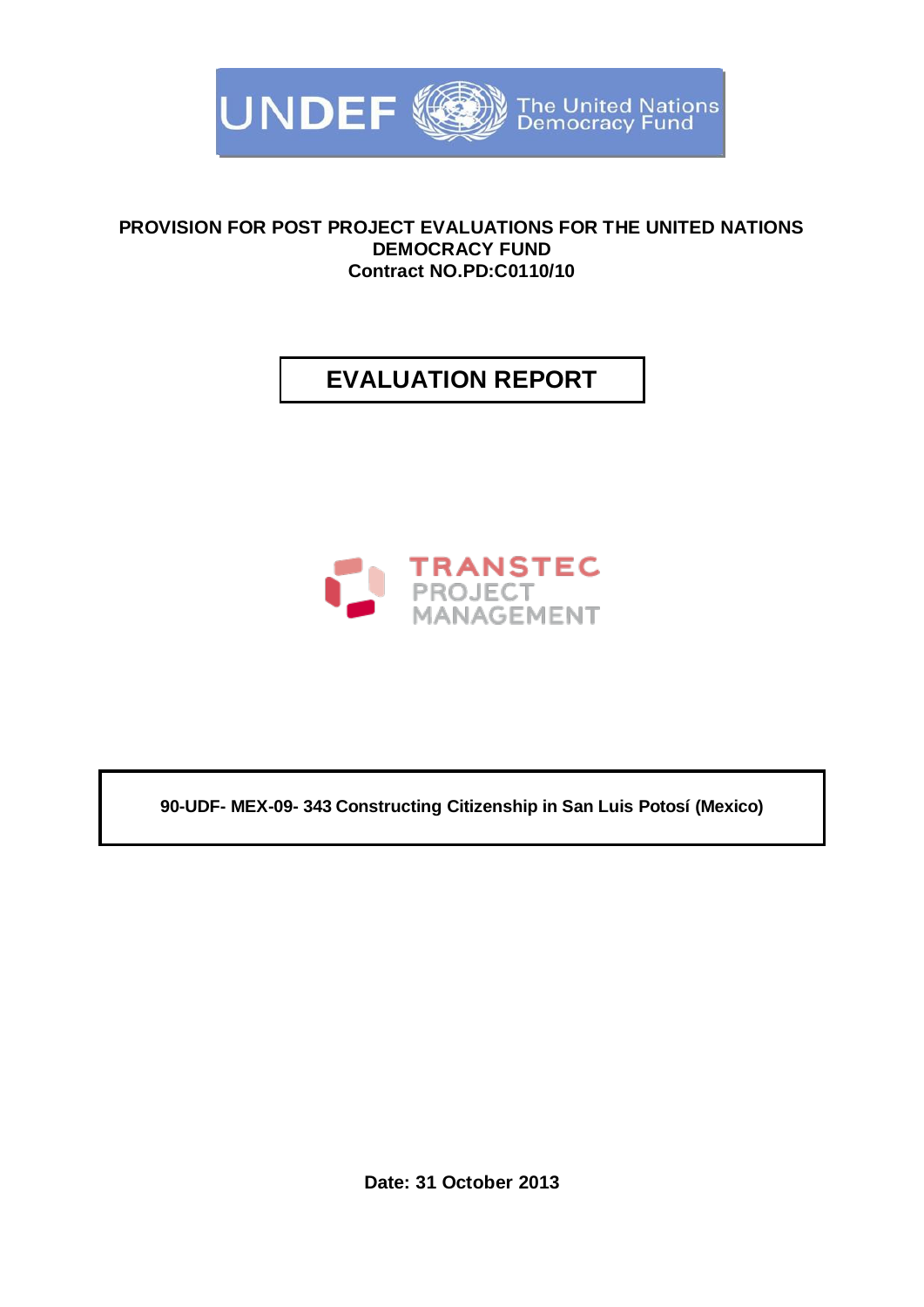UNDEF The United Nations Democracy Fund

**PROVISION FOR POST PROJECT EVALUATIONS FOR THE UNITED NATIONS DEMOCRACY FUND**
**Contract NO.PD:C0110/10**

# EVALUATION REPORT

TRANSTEC PROJECT MANAGEMENT

**90-UDF- MEX-09- 343 Constructing Citizenship in San Luis Potosí (Mexico)**

**Date: 31 October 2013**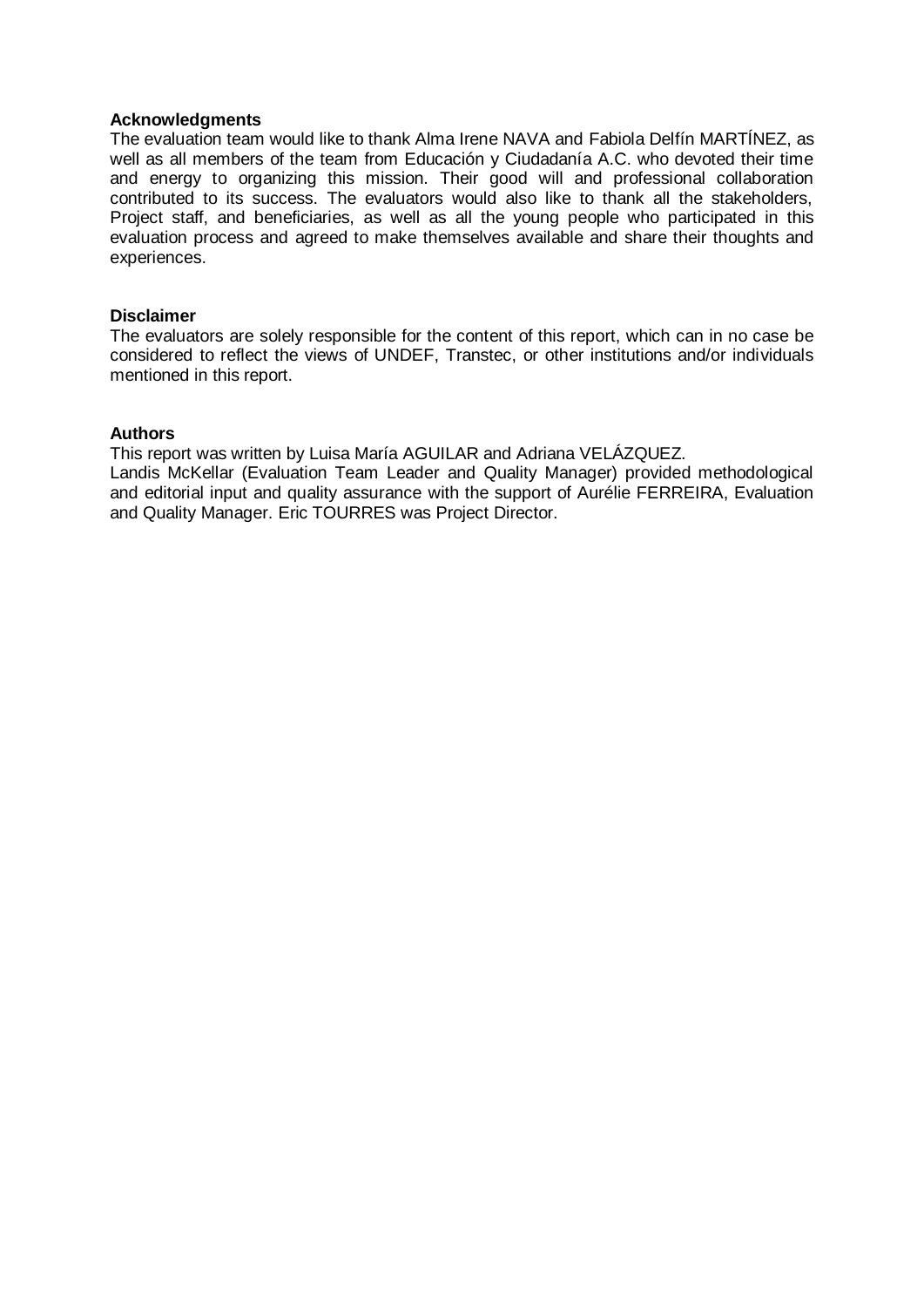**Acknowledgments**

The evaluation team would like to thank Alma Irene NAVA and Fabiola Delfín MARTÍNEZ, as well as all members of the team from Educación y Ciudadanía A.C. who devoted their time and energy to organizing this mission. Their good will and professional collaboration contributed to its success. The evaluators would also like to thank all the stakeholders, Project staff, and beneficiaries, as well as all the young people who participated in this evaluation process and agreed to make themselves available and share their thoughts and experiences.

**Disclaimer**

The evaluators are solely responsible for the content of this report, which can in no case be considered to reflect the views of UNDEF, Transtec, or other institutions and/or individuals mentioned in this report.

**Authors**

This report was written by Luisa María AGUILAR and Adriana VELÁZQUEZ.
Landis McKellar (Evaluation Team Leader and Quality Manager) provided methodological and editorial input and quality assurance with the support of Aurélie FERREIRA, Evaluation and Quality Manager. Eric TOURRES was Project Director.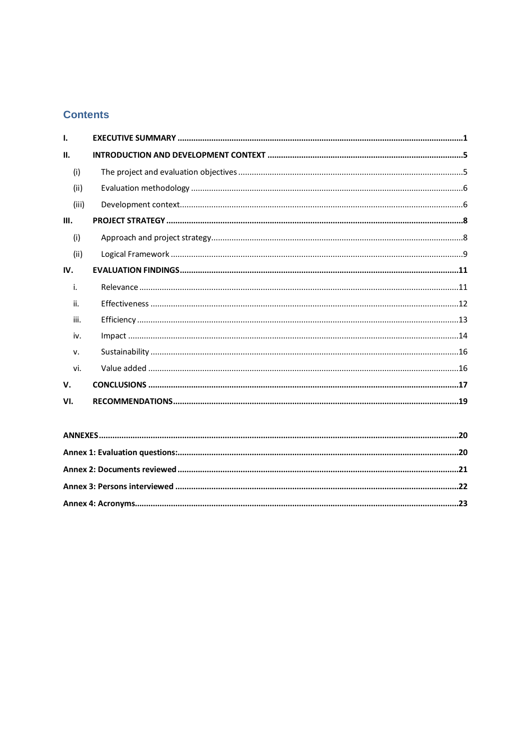# Contents

| | | |
|---|---|---|
| **I.** | **EXECUTIVE SUMMARY** | **1** |
| **II.** | **INTRODUCTION AND DEVELOPMENT CONTEXT** | **5** |
| (i) | The project and evaluation objectives | 5 |
| (ii) | Evaluation methodology | 6 |
| (iii) | Development context | 6 |
| **III.** | **PROJECT STRATEGY** | **8** |
| (i) | Approach and project strategy | 8 |
| (ii) | Logical Framework | 9 |
| **IV.** | **EVALUATION FINDINGS** | **11** |
| i. | Relevance | 11 |
| ii. | Effectiveness | 12 |
| iii. | Efficiency | 13 |
| iv. | Impact | 14 |
| v. | Sustainability | 16 |
| vi. | Value added | 16 |
| **V.** | **CONCLUSIONS** | **17** |
| **VI.** | **RECOMMENDATIONS** | **19** |

| | |
|---|---|
| **ANNEXES** | **20** |
| **Annex 1: Evaluation questions:** | **20** |
| **Annex 2: Documents reviewed** | **21** |
| **Annex 3: Persons interviewed** | **22** |
| **Annex 4: Acronyms** | **23** |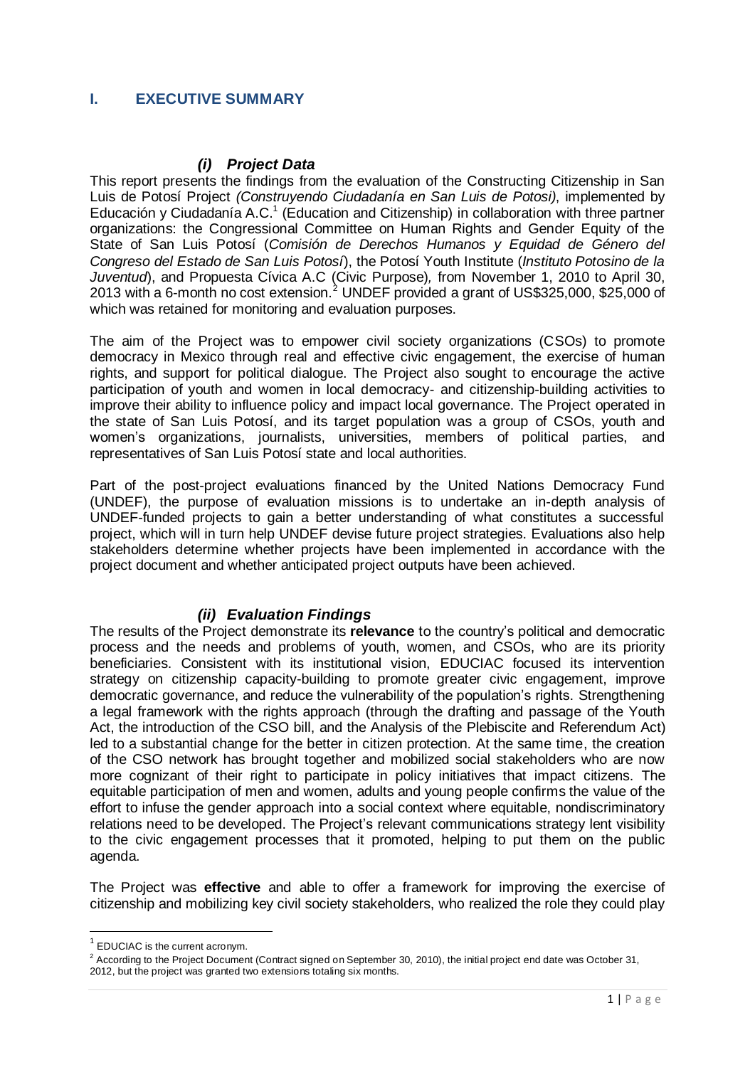## I. EXECUTIVE SUMMARY

### *(i) Project Data*

This report presents the findings from the evaluation of the Constructing Citizenship in San Luis de Potosí Project *(Construyendo Ciudadanía en San Luis de Potosi)*, implemented by Educación y Ciudadanía A.C.[1] (Education and Citizenship) in collaboration with three partner organizations: the Congressional Committee on Human Rights and Gender Equity of the State of San Luis Potosí (*Comisión de Derechos Humanos y Equidad de Género del Congreso del Estado de San Luis Potosí*), the Potosí Youth Institute (*Instituto Potosino de la Juventud*), and Propuesta Cívica A.C (Civic Purpose)*,* from November 1, 2010 to April 30, 2013 with a 6-month no cost extension.[2] UNDEF provided a grant of US$325,000, $25,000 of which was retained for monitoring and evaluation purposes.

The aim of the Project was to empower civil society organizations (CSOs) to promote democracy in Mexico through real and effective civic engagement, the exercise of human rights, and support for political dialogue. The Project also sought to encourage the active participation of youth and women in local democracy- and citizenship-building activities to improve their ability to influence policy and impact local governance. The Project operated in the state of San Luis Potosí, and its target population was a group of CSOs, youth and women's organizations, journalists, universities, members of political parties, and representatives of San Luis Potosí state and local authorities.

Part of the post-project evaluations financed by the United Nations Democracy Fund (UNDEF), the purpose of evaluation missions is to undertake an in-depth analysis of UNDEF-funded projects to gain a better understanding of what constitutes a successful project, which will in turn help UNDEF devise future project strategies. Evaluations also help stakeholders determine whether projects have been implemented in accordance with the project document and whether anticipated project outputs have been achieved.

### *(ii) Evaluation Findings*

The results of the Project demonstrate its **relevance** to the country's political and democratic process and the needs and problems of youth, women, and CSOs, who are its priority beneficiaries. Consistent with its institutional vision, EDUCIAC focused its intervention strategy on citizenship capacity-building to promote greater civic engagement, improve democratic governance, and reduce the vulnerability of the population's rights. Strengthening a legal framework with the rights approach (through the drafting and passage of the Youth Act, the introduction of the CSO bill, and the Analysis of the Plebiscite and Referendum Act) led to a substantial change for the better in citizen protection. At the same time, the creation of the CSO network has brought together and mobilized social stakeholders who are now more cognizant of their right to participate in policy initiatives that impact citizens. The equitable participation of men and women, adults and young people confirms the value of the effort to infuse the gender approach into a social context where equitable, nondiscriminatory relations need to be developed. The Project's relevant communications strategy lent visibility to the civic engagement processes that it promoted, helping to put them on the public agenda.

The Project was **effective** and able to offer a framework for improving the exercise of citizenship and mobilizing key civil society stakeholders, who realized the role they could play

---

[1] EDUCIAC is the current acronym.

[2] According to the Project Document (Contract signed on September 30, 2010), the initial project end date was October 31, 2012, but the project was granted two extensions totaling six months.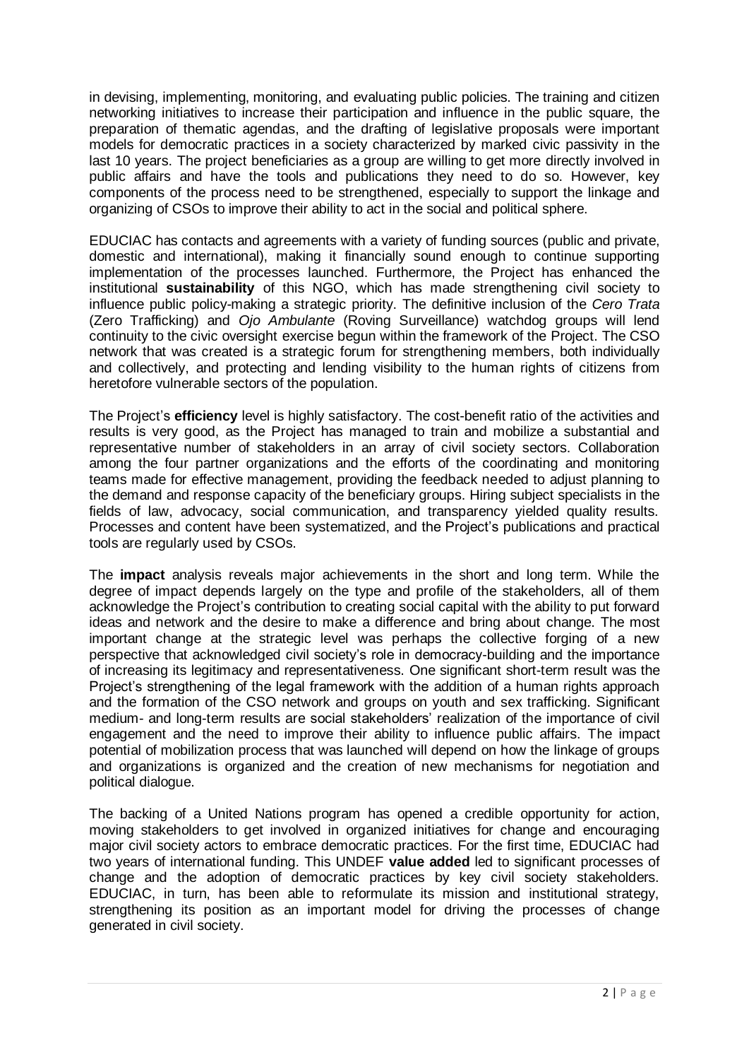in devising, implementing, monitoring, and evaluating public policies. The training and citizen networking initiatives to increase their participation and influence in the public square, the preparation of thematic agendas, and the drafting of legislative proposals were important models for democratic practices in a society characterized by marked civic passivity in the last 10 years. The project beneficiaries as a group are willing to get more directly involved in public affairs and have the tools and publications they need to do so. However, key components of the process need to be strengthened, especially to support the linkage and organizing of CSOs to improve their ability to act in the social and political sphere.

EDUCIAC has contacts and agreements with a variety of funding sources (public and private, domestic and international), making it financially sound enough to continue supporting implementation of the processes launched. Furthermore, the Project has enhanced the institutional **sustainability** of this NGO, which has made strengthening civil society to influence public policy-making a strategic priority. The definitive inclusion of the *Cero Trata* (Zero Trafficking) and *Ojo Ambulante* (Roving Surveillance) watchdog groups will lend continuity to the civic oversight exercise begun within the framework of the Project. The CSO network that was created is a strategic forum for strengthening members, both individually and collectively, and protecting and lending visibility to the human rights of citizens from heretofore vulnerable sectors of the population.

The Project's **efficiency** level is highly satisfactory. The cost-benefit ratio of the activities and results is very good, as the Project has managed to train and mobilize a substantial and representative number of stakeholders in an array of civil society sectors. Collaboration among the four partner organizations and the efforts of the coordinating and monitoring teams made for effective management, providing the feedback needed to adjust planning to the demand and response capacity of the beneficiary groups. Hiring subject specialists in the fields of law, advocacy, social communication, and transparency yielded quality results. Processes and content have been systematized, and the Project's publications and practical tools are regularly used by CSOs.

The **impact** analysis reveals major achievements in the short and long term. While the degree of impact depends largely on the type and profile of the stakeholders, all of them acknowledge the Project's contribution to creating social capital with the ability to put forward ideas and network and the desire to make a difference and bring about change. The most important change at the strategic level was perhaps the collective forging of a new perspective that acknowledged civil society's role in democracy-building and the importance of increasing its legitimacy and representativeness. One significant short-term result was the Project's strengthening of the legal framework with the addition of a human rights approach and the formation of the CSO network and groups on youth and sex trafficking. Significant medium- and long-term results are social stakeholders' realization of the importance of civil engagement and the need to improve their ability to influence public affairs. The impact potential of mobilization process that was launched will depend on how the linkage of groups and organizations is organized and the creation of new mechanisms for negotiation and political dialogue.

The backing of a United Nations program has opened a credible opportunity for action, moving stakeholders to get involved in organized initiatives for change and encouraging major civil society actors to embrace democratic practices. For the first time, EDUCIAC had two years of international funding. This UNDEF **value added** led to significant processes of change and the adoption of democratic practices by key civil society stakeholders. EDUCIAC, in turn, has been able to reformulate its mission and institutional strategy, strengthening its position as an important model for driving the processes of change generated in civil society.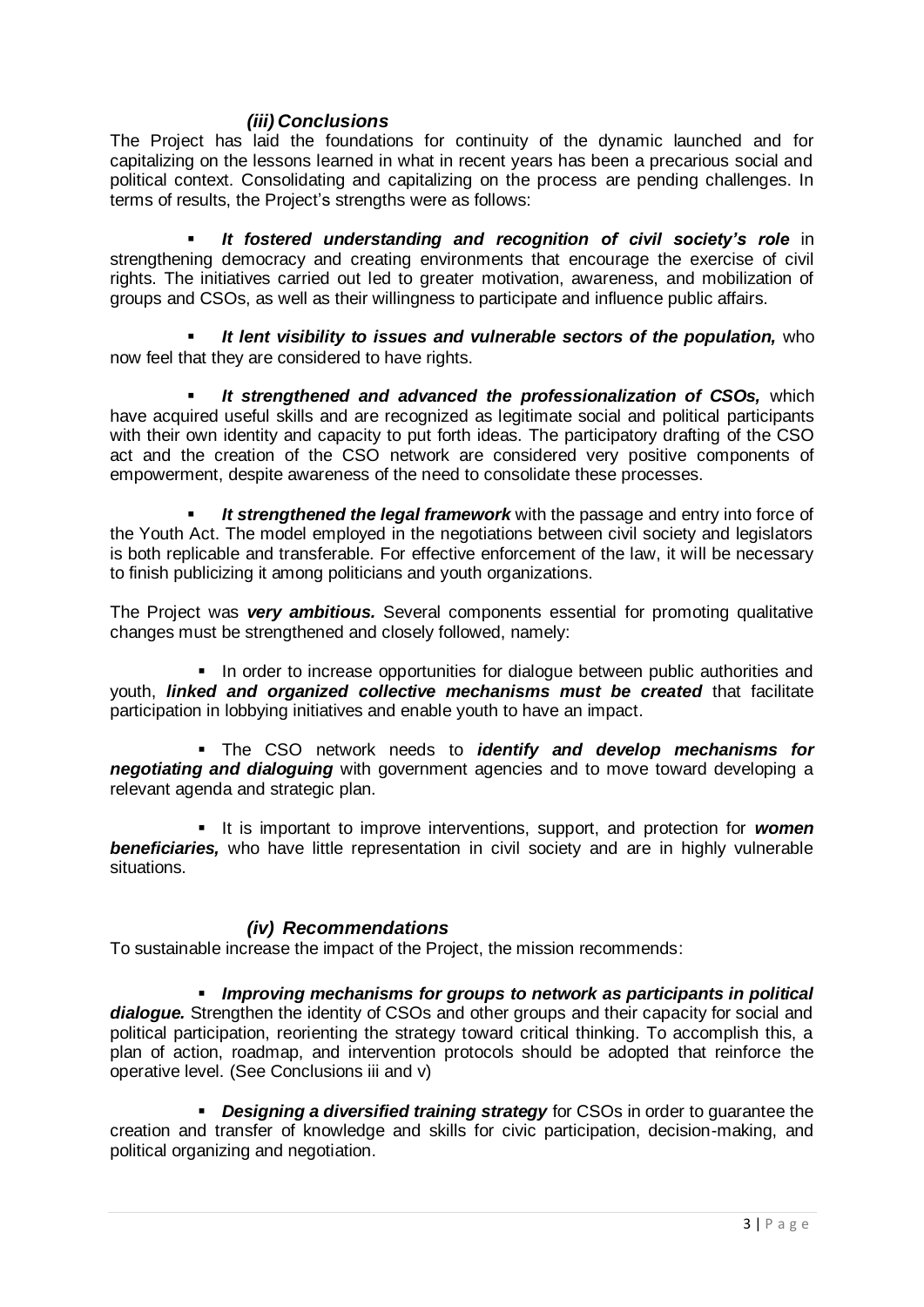### *(iii) Conclusions*

The Project has laid the foundations for continuity of the dynamic launched and for capitalizing on the lessons learned in what in recent years has been a precarious social and political context. Consolidating and capitalizing on the process are pending challenges. In terms of results, the Project's strengths were as follows:

- ***It fostered understanding and recognition of civil society's role*** in strengthening democracy and creating environments that encourage the exercise of civil rights. The initiatives carried out led to greater motivation, awareness, and mobilization of groups and CSOs, as well as their willingness to participate and influence public affairs.

- ***It lent visibility to issues and vulnerable sectors of the population,*** who now feel that they are considered to have rights.

- ***It strengthened and advanced the professionalization of CSOs,*** which have acquired useful skills and are recognized as legitimate social and political participants with their own identity and capacity to put forth ideas. The participatory drafting of the CSO act and the creation of the CSO network are considered very positive components of empowerment, despite awareness of the need to consolidate these processes.

- ***It strengthened the legal framework*** with the passage and entry into force of the Youth Act. The model employed in the negotiations between civil society and legislators is both replicable and transferable. For effective enforcement of the law, it will be necessary to finish publicizing it among politicians and youth organizations.

The Project was ***very ambitious.*** Several components essential for promoting qualitative changes must be strengthened and closely followed, namely:

- In order to increase opportunities for dialogue between public authorities and youth, ***linked and organized collective mechanisms must be created*** that facilitate participation in lobbying initiatives and enable youth to have an impact.

- The CSO network needs to ***identify and develop mechanisms for negotiating and dialoguing*** with government agencies and to move toward developing a relevant agenda and strategic plan.

- It is important to improve interventions, support, and protection for ***women beneficiaries,*** who have little representation in civil society and are in highly vulnerable situations.

### *(iv) Recommendations*

To sustainable increase the impact of the Project, the mission recommends:

- ***Improving mechanisms for groups to network as participants in political dialogue.*** Strengthen the identity of CSOs and other groups and their capacity for social and political participation, reorienting the strategy toward critical thinking. To accomplish this, a plan of action, roadmap, and intervention protocols should be adopted that reinforce the operative level. (See Conclusions iii and v)

- ***Designing a diversified training strategy*** for CSOs in order to guarantee the creation and transfer of knowledge and skills for civic participation, decision-making, and political organizing and negotiation.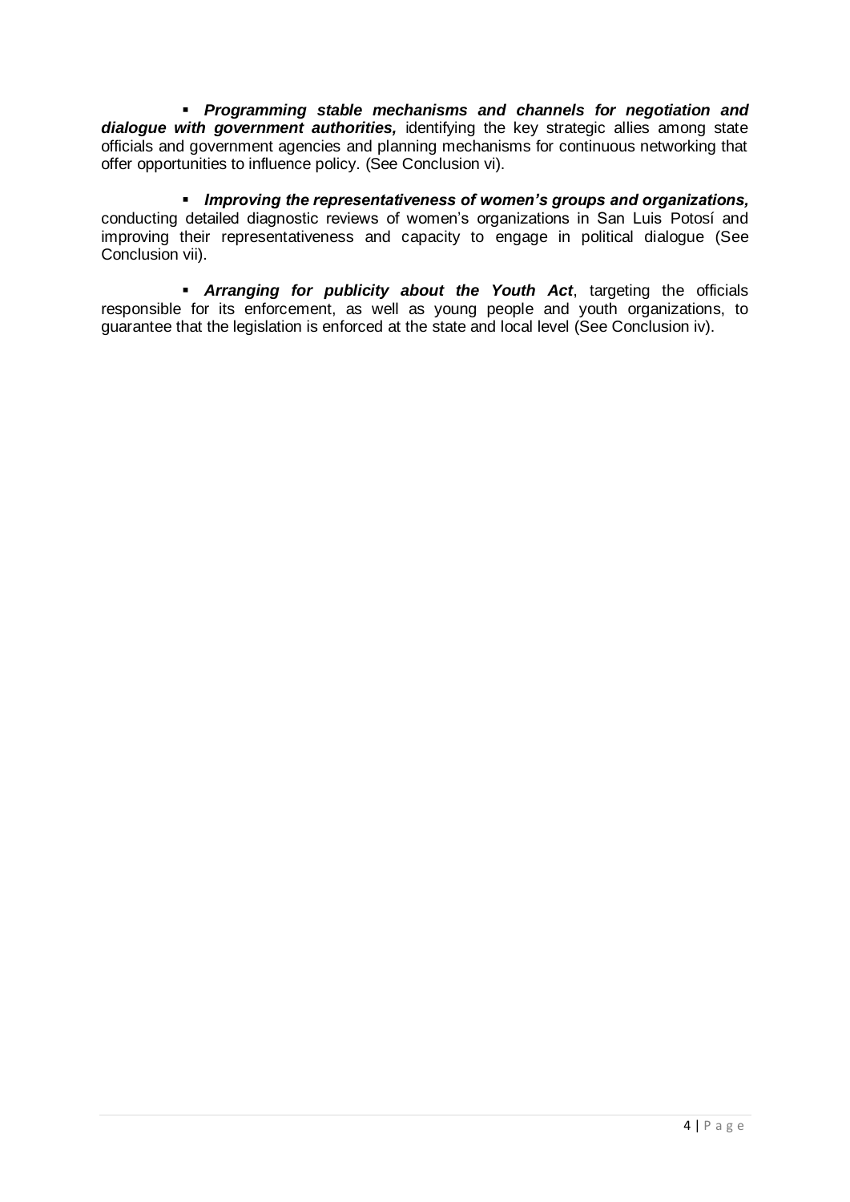- ***Programming stable mechanisms and channels for negotiation and dialogue with government authorities,*** identifying the key strategic allies among state officials and government agencies and planning mechanisms for continuous networking that offer opportunities to influence policy. (See Conclusion vi).

- ***Improving the representativeness of women's groups and organizations,*** conducting detailed diagnostic reviews of women's organizations in San Luis Potosí and improving their representativeness and capacity to engage in political dialogue (See Conclusion vii).

- ***Arranging for publicity about the Youth Act***, targeting the officials responsible for its enforcement, as well as young people and youth organizations, to guarantee that the legislation is enforced at the state and local level (See Conclusion iv).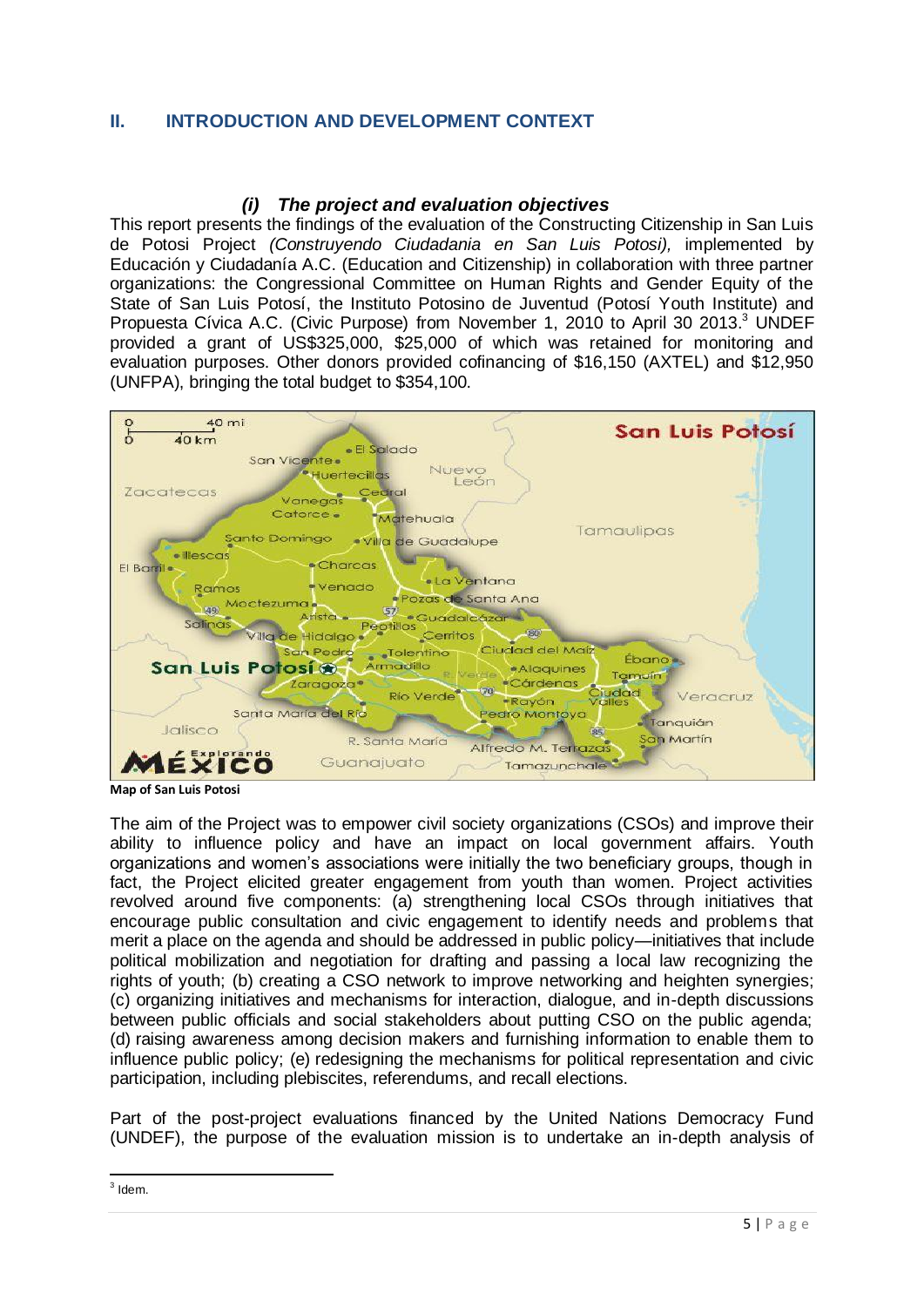## II. INTRODUCTION AND DEVELOPMENT CONTEXT

### *(i) The project and evaluation objectives*

This report presents the findings of the evaluation of the Constructing Citizenship in San Luis de Potosi Project *(Construyendo Ciudadania en San Luis Potosi),* implemented by Educación y Ciudadanía A.C. (Education and Citizenship) in collaboration with three partner organizations: the Congressional Committee on Human Rights and Gender Equity of the State of San Luis Potosí, the Instituto Potosino de Juventud (Potosí Youth Institute) and Propuesta Cívica A.C. (Civic Purpose) from November 1, 2010 to April 30 2013.[3] UNDEF provided a grant of US$325,000, $25,000 of which was retained for monitoring and evaluation purposes. Other donors provided cofinancing of $16,150 (AXTEL) and $12,950 (UNFPA), bringing the total budget to $354,100.

Map of San Luis Potosi

The aim of the Project was to empower civil society organizations (CSOs) and improve their ability to influence policy and have an impact on local government affairs. Youth organizations and women's associations were initially the two beneficiary groups, though in fact, the Project elicited greater engagement from youth than women. Project activities revolved around five components: (a) strengthening local CSOs through initiatives that encourage public consultation and civic engagement to identify needs and problems that merit a place on the agenda and should be addressed in public policy—initiatives that include political mobilization and negotiation for drafting and passing a local law recognizing the rights of youth; (b) creating a CSO network to improve networking and heighten synergies; (c) organizing initiatives and mechanisms for interaction, dialogue, and in-depth discussions between public officials and social stakeholders about putting CSO on the public agenda; (d) raising awareness among decision makers and furnishing information to enable them to influence public policy; (e) redesigning the mechanisms for political representation and civic participation, including plebiscites, referendums, and recall elections.

Part of the post-project evaluations financed by the United Nations Democracy Fund (UNDEF), the purpose of the evaluation mission is to undertake an in-depth analysis of

---

[3] Idem.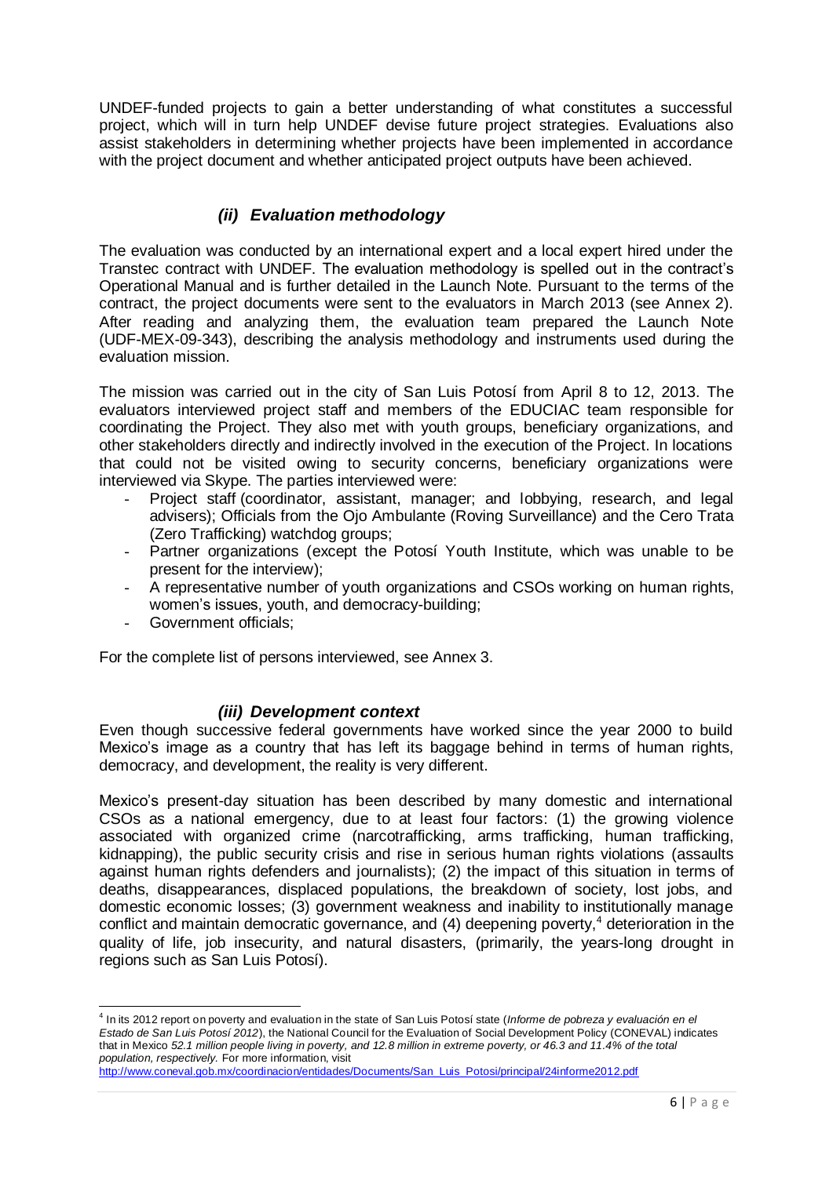UNDEF-funded projects to gain a better understanding of what constitutes a successful project, which will in turn help UNDEF devise future project strategies. Evaluations also assist stakeholders in determining whether projects have been implemented in accordance with the project document and whether anticipated project outputs have been achieved.

### *(ii) Evaluation methodology*

The evaluation was conducted by an international expert and a local expert hired under the Transtec contract with UNDEF. The evaluation methodology is spelled out in the contract's Operational Manual and is further detailed in the Launch Note. Pursuant to the terms of the contract, the project documents were sent to the evaluators in March 2013 (see Annex 2). After reading and analyzing them, the evaluation team prepared the Launch Note (UDF-MEX-09-343), describing the analysis methodology and instruments used during the evaluation mission.

The mission was carried out in the city of San Luis Potosí from April 8 to 12, 2013. The evaluators interviewed project staff and members of the EDUCIAC team responsible for coordinating the Project. They also met with youth groups, beneficiary organizations, and other stakeholders directly and indirectly involved in the execution of the Project. In locations that could not be visited owing to security concerns, beneficiary organizations were interviewed via Skype. The parties interviewed were:

- Project staff (coordinator, assistant, manager; and lobbying, research, and legal advisers); Officials from the Ojo Ambulante (Roving Surveillance) and the Cero Trata (Zero Trafficking) watchdog groups;
- Partner organizations (except the Potosí Youth Institute, which was unable to be present for the interview);
- A representative number of youth organizations and CSOs working on human rights, women's issues, youth, and democracy-building;
- Government officials;

For the complete list of persons interviewed, see Annex 3.

### *(iii) Development context*

Even though successive federal governments have worked since the year 2000 to build Mexico's image as a country that has left its baggage behind in terms of human rights, democracy, and development, the reality is very different.

Mexico's present-day situation has been described by many domestic and international CSOs as a national emergency, due to at least four factors: (1) the growing violence associated with organized crime (narcotrafficking, arms trafficking, human trafficking, kidnapping), the public security crisis and rise in serious human rights violations (assaults against human rights defenders and journalists); (2) the impact of this situation in terms of deaths, disappearances, displaced populations, the breakdown of society, lost jobs, and domestic economic losses; (3) government weakness and inability to institutionally manage conflict and maintain democratic governance, and (4) deepening poverty,[4] deterioration in the quality of life, job insecurity, and natural disasters, (primarily, the years-long drought in regions such as San Luis Potosí).

[4] In its 2012 report on poverty and evaluation in the state of San Luis Potosí state (*Informe de pobreza y evaluación en el Estado de San Luis Potosí 2012*), the National Council for the Evaluation of Social Development Policy (CONEVAL) indicates that in Mexico *52.1 million people living in poverty, and 12.8 million in extreme poverty, or 46.3 and 11.4% of the total population, respectively.* For more information, visit http://www.coneval.gob.mx/coordinacion/entidades/Documents/San_Luis_Potosi/principal/24informe2012.pdf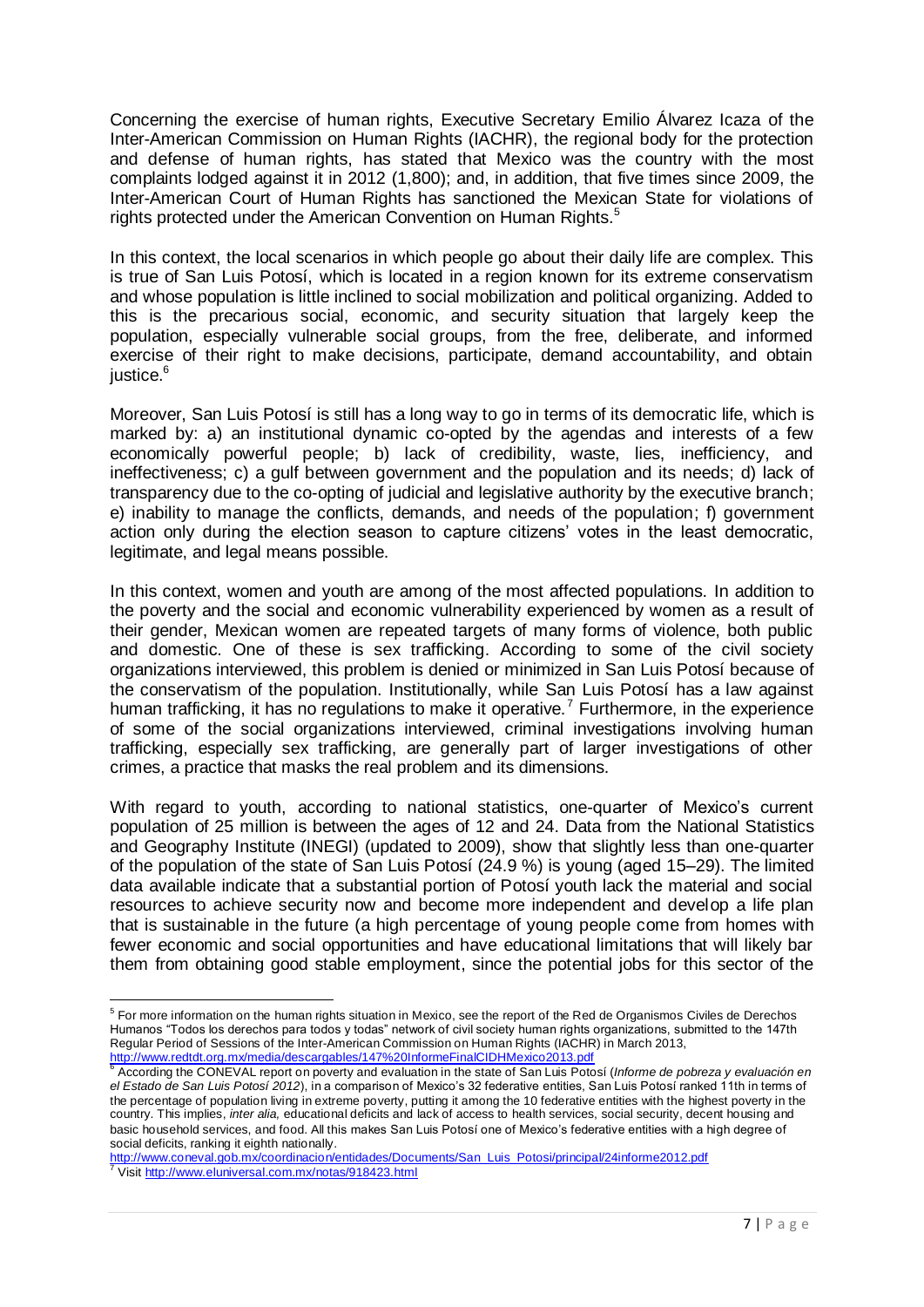Concerning the exercise of human rights, Executive Secretary Emilio Álvarez Icaza of the Inter-American Commission on Human Rights (IACHR), the regional body for the protection and defense of human rights, has stated that Mexico was the country with the most complaints lodged against it in 2012 (1,800); and, in addition, that five times since 2009, the Inter-American Court of Human Rights has sanctioned the Mexican State for violations of rights protected under the American Convention on Human Rights.[5]

In this context, the local scenarios in which people go about their daily life are complex. This is true of San Luis Potosí, which is located in a region known for its extreme conservatism and whose population is little inclined to social mobilization and political organizing. Added to this is the precarious social, economic, and security situation that largely keep the population, especially vulnerable social groups, from the free, deliberate, and informed exercise of their right to make decisions, participate, demand accountability, and obtain justice.[6]

Moreover, San Luis Potosí is still has a long way to go in terms of its democratic life, which is marked by: a) an institutional dynamic co-opted by the agendas and interests of a few economically powerful people; b) lack of credibility, waste, lies, inefficiency, and ineffectiveness; c) a gulf between government and the population and its needs; d) lack of transparency due to the co-opting of judicial and legislative authority by the executive branch; e) inability to manage the conflicts, demands, and needs of the population; f) government action only during the election season to capture citizens' votes in the least democratic, legitimate, and legal means possible.

In this context, women and youth are among of the most affected populations. In addition to the poverty and the social and economic vulnerability experienced by women as a result of their gender, Mexican women are repeated targets of many forms of violence, both public and domestic. One of these is sex trafficking. According to some of the civil society organizations interviewed, this problem is denied or minimized in San Luis Potosí because of the conservatism of the population. Institutionally, while San Luis Potosí has a law against human trafficking, it has no regulations to make it operative.[7] Furthermore, in the experience of some of the social organizations interviewed, criminal investigations involving human trafficking, especially sex trafficking, are generally part of larger investigations of other crimes, a practice that masks the real problem and its dimensions.

With regard to youth, according to national statistics, one-quarter of Mexico's current population of 25 million is between the ages of 12 and 24. Data from the National Statistics and Geography Institute (INEGI) (updated to 2009), show that slightly less than one-quarter of the population of the state of San Luis Potosí (24.9 %) is young (aged 15–29). The limited data available indicate that a substantial portion of Potosí youth lack the material and social resources to achieve security now and become more independent and develop a life plan that is sustainable in the future (a high percentage of young people come from homes with fewer economic and social opportunities and have educational limitations that will likely bar them from obtaining good stable employment, since the potential jobs for this sector of the

---

[5] For more information on the human rights situation in Mexico, see the report of the Red de Organismos Civiles de Derechos Humanos "Todos los derechos para todos y todas" network of civil society human rights organizations, submitted to the 147th Regular Period of Sessions of the Inter-American Commission on Human Rights (IACHR) in March 2013, http://www.redtdt.org.mx/media/descargables/147%20InformeFinalCIDHMexico2013.pdf

[6] According the CONEVAL report on poverty and evaluation in the state of San Luis Potosí (*Informe de pobreza y evaluación en el Estado de San Luis Potosí 2012*), in a comparison of Mexico's 32 federative entities, San Luis Potosí ranked 11th in terms of the percentage of population living in extreme poverty, putting it among the 10 federative entities with the highest poverty in the country. This implies, *inter alia,* educational deficits and lack of access to health services, social security, decent housing and basic household services, and food. All this makes San Luis Potosí one of Mexico's federative entities with a high degree of social deficits, ranking it eighth nationally.
http://www.coneval.gob.mx/coordinacion/entidades/Documents/San_Luis_Potosi/principal/24informe2012.pdf

[7] Visit http://www.eluniversal.com.mx/notas/918423.html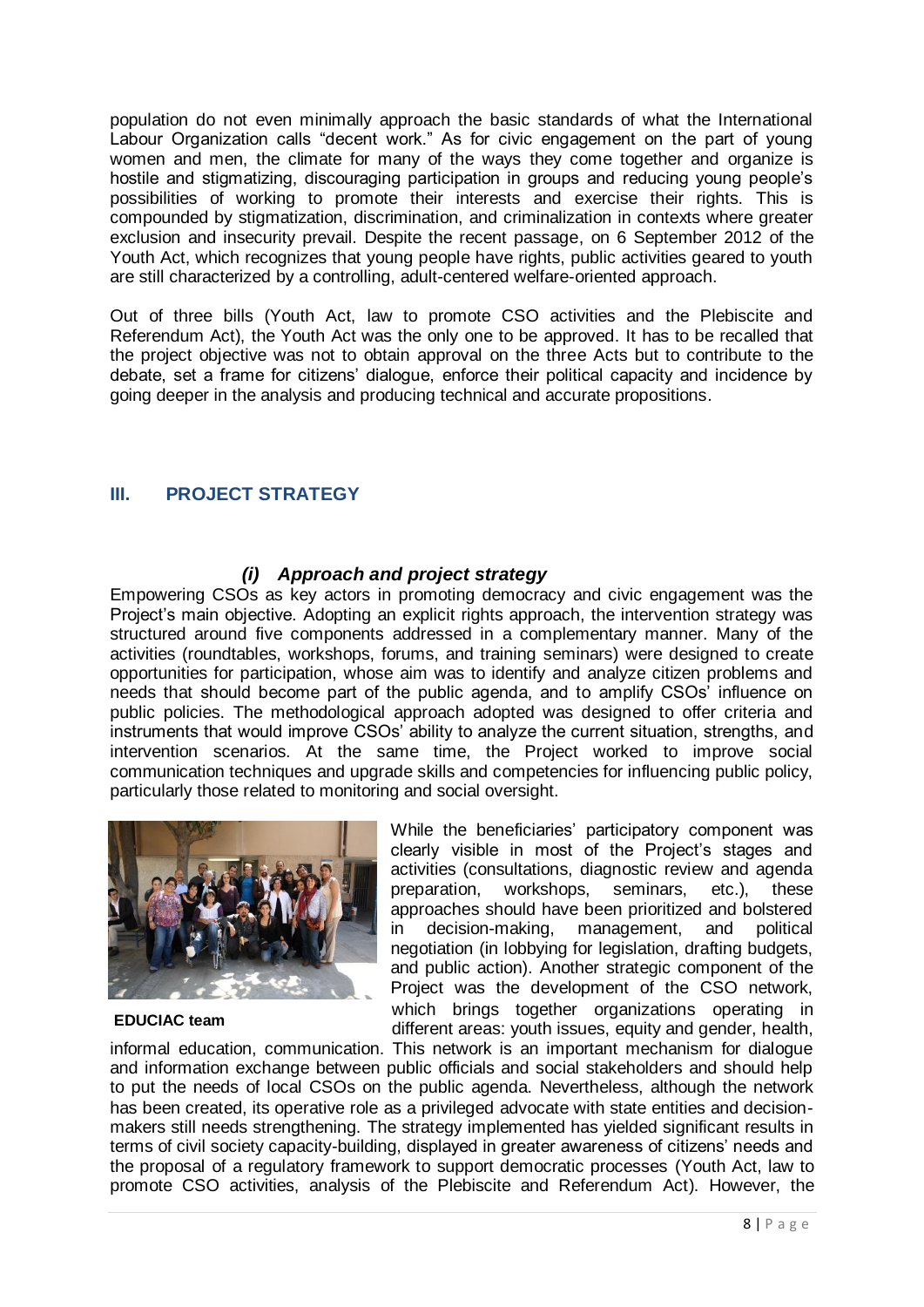population do not even minimally approach the basic standards of what the International Labour Organization calls "decent work." As for civic engagement on the part of young women and men, the climate for many of the ways they come together and organize is hostile and stigmatizing, discouraging participation in groups and reducing young people's possibilities of working to promote their interests and exercise their rights. This is compounded by stigmatization, discrimination, and criminalization in contexts where greater exclusion and insecurity prevail. Despite the recent passage, on 6 September 2012 of the Youth Act, which recognizes that young people have rights, public activities geared to youth are still characterized by a controlling, adult-centered welfare-oriented approach.

Out of three bills (Youth Act, law to promote CSO activities and the Plebiscite and Referendum Act), the Youth Act was the only one to be approved. It has to be recalled that the project objective was not to obtain approval on the three Acts but to contribute to the debate, set a frame for citizens' dialogue, enforce their political capacity and incidence by going deeper in the analysis and producing technical and accurate propositions.

## III. PROJECT STRATEGY

### *(i) Approach and project strategy*

Empowering CSOs as key actors in promoting democracy and civic engagement was the Project's main objective. Adopting an explicit rights approach, the intervention strategy was structured around five components addressed in a complementary manner. Many of the activities (roundtables, workshops, forums, and training seminars) were designed to create opportunities for participation, whose aim was to identify and analyze citizen problems and needs that should become part of the public agenda, and to amplify CSOs' influence on public policies. The methodological approach adopted was designed to offer criteria and instruments that would improve CSOs' ability to analyze the current situation, strengths, and intervention scenarios. At the same time, the Project worked to improve social communication techniques and upgrade skills and competencies for influencing public policy, particularly those related to monitoring and social oversight.

**EDUCIAC team**

While the beneficiaries' participatory component was clearly visible in most of the Project's stages and activities (consultations, diagnostic review and agenda preparation, workshops, seminars, etc.), these approaches should have been prioritized and bolstered in decision-making, management, and political negotiation (in lobbying for legislation, drafting budgets, and public action). Another strategic component of the Project was the development of the CSO network, which brings together organizations operating in different areas: youth issues, equity and gender, health, informal education, communication. This network is an important mechanism for dialogue and information exchange between public officials and social stakeholders and should help to put the needs of local CSOs on the public agenda. Nevertheless, although the network has been created, its operative role as a privileged advocate with state entities and decision-makers still needs strengthening. The strategy implemented has yielded significant results in terms of civil society capacity-building, displayed in greater awareness of citizens' needs and the proposal of a regulatory framework to support democratic processes (Youth Act, law to promote CSO activities, analysis of the Plebiscite and Referendum Act). However, the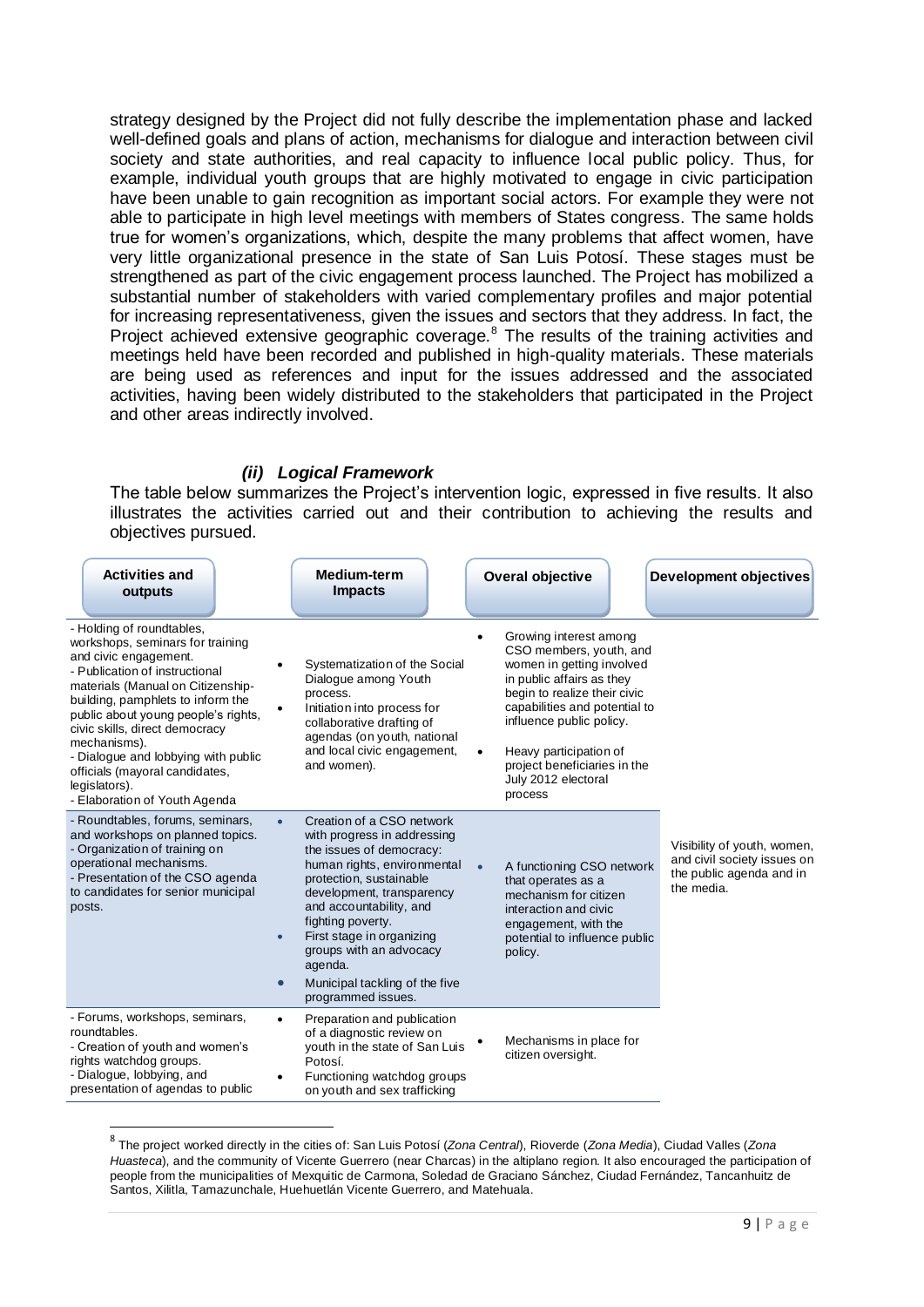strategy designed by the Project did not fully describe the implementation phase and lacked well-defined goals and plans of action, mechanisms for dialogue and interaction between civil society and state authorities, and real capacity to influence local public policy. Thus, for example, individual youth groups that are highly motivated to engage in civic participation have been unable to gain recognition as important social actors. For example they were not able to participate in high level meetings with members of States congress. The same holds true for women's organizations, which, despite the many problems that affect women, have very little organizational presence in the state of San Luis Potosí. These stages must be strengthened as part of the civic engagement process launched. The Project has mobilized a substantial number of stakeholders with varied complementary profiles and major potential for increasing representativeness, given the issues and sectors that they address. In fact, the Project achieved extensive geographic coverage.[8] The results of the training activities and meetings held have been recorded and published in high-quality materials. These materials are being used as references and input for the issues addressed and the associated activities, having been widely distributed to the stakeholders that participated in the Project and other areas indirectly involved.

### *(ii) Logical Framework*

The table below summarizes the Project's intervention logic, expressed in five results. It also illustrates the activities carried out and their contribution to achieving the results and objectives pursued.

| Activities and outputs | Medium-term Impacts | Overal objective | Development objectives |
|---|---|---|---|
| - Holding of roundtables, workshops, seminars for training and civic engagement.<br>- Publication of instructional materials (Manual on Citizenship-building, pamphlets to inform the public about young people's rights, civic skills, direct democracy mechanisms).<br>- Dialogue and lobbying with public officials (mayoral candidates, legislators).<br>- Elaboration of Youth Agenda | • Systematization of the Social Dialogue among Youth process.<br>• Initiation into process for collaborative drafting of agendas (on youth, national and local civic engagement, and women). | • Growing interest among CSO members, youth, and women in getting involved in public affairs as they begin to realize their civic capabilities and potential to influence public policy.<br>• Heavy participation of project beneficiaries in the July 2012 electoral process | Visibility of youth, women, and civil society issues on the public agenda and in the media. |
| - Roundtables, forums, seminars, and workshops on planned topics.<br>- Organization of training on operational mechanisms.<br>- Presentation of the CSO agenda to candidates for senior municipal posts. | • Creation of a CSO network with progress in addressing the issues of democracy: human rights, environmental protection, sustainable development, transparency and accountability, and fighting poverty.<br>• First stage in organizing groups with an advocacy agenda.<br>• Municipal tackling of the five programmed issues. | • A functioning CSO network that operates as a mechanism for citizen interaction and civic engagement, with the potential to influence public policy. | |
| - Forums, workshops, seminars, roundtables.<br>- Creation of youth and women's rights watchdog groups.<br>- Dialogue, lobbying, and presentation of agendas to public | • Preparation and publication of a diagnostic review on youth in the state of San Luis Potosí.<br>• Functioning watchdog groups on youth and sex trafficking | • Mechanisms in place for citizen oversight. | |

[8] The project worked directly in the cities of: San Luis Potosí (*Zona Central*), Rioverde (*Zona Media*), Ciudad Valles (*Zona Huasteca*), and the community of Vicente Guerrero (near Charcas) in the altiplano region. It also encouraged the participation of people from the municipalities of Mexquitic de Carmona, Soledad de Graciano Sánchez, Ciudad Fernández, Tancanhuitz de Santos, Xilitla, Tamazunchale, Huehuetlán Vicente Guerrero, and Matehuala.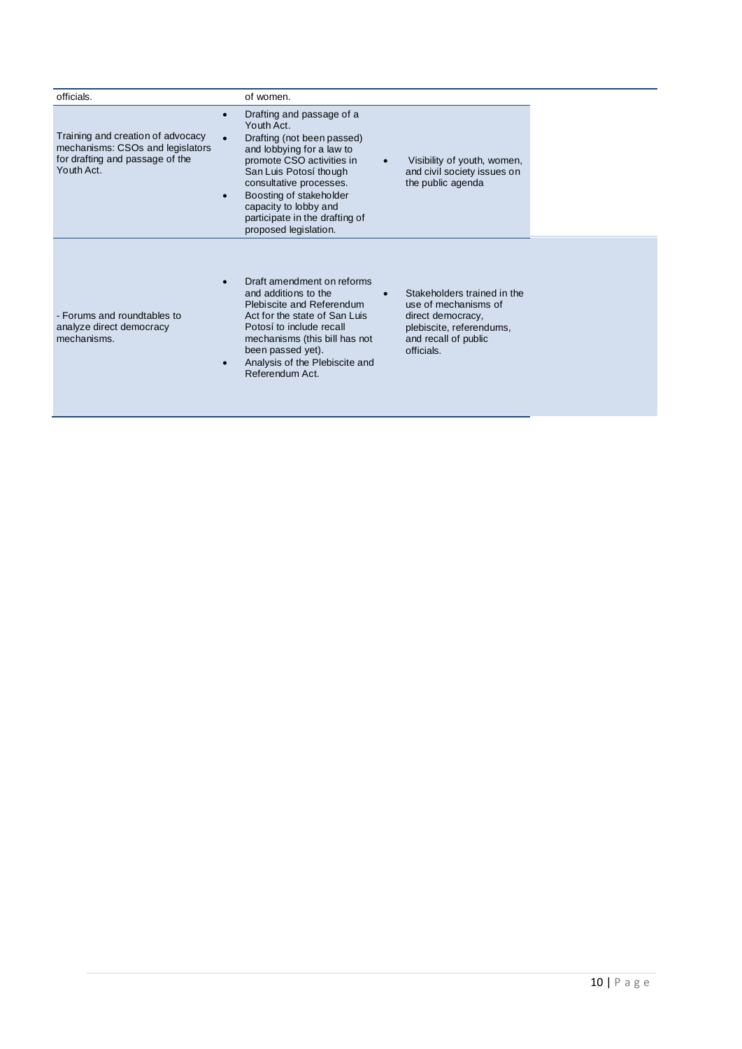| officials. | of women. | |
|---|---|---|
| Training and creation of advocacy mechanisms: CSOs and legislators for drafting and passage of the Youth Act. | • Drafting and passage of a Youth Act.<br>• Drafting (not been passed) and lobbying for a law to promote CSO activities in San Luis Potosí though consultative processes.<br>• Boosting of stakeholder capacity to lobby and participate in the drafting of proposed legislation. | • Visibility of youth, women, and civil society issues on the public agenda |
| - Forums and roundtables to analyze direct democracy mechanisms. | • Draft amendment on reforms and additions to the Plebiscite and Referendum Act for the state of San Luis Potosí to include recall mechanisms (this bill has not been passed yet).<br>• Analysis of the Plebiscite and Referendum Act. | • Stakeholders trained in the use of mechanisms of direct democracy, plebiscite, referendums, and recall of public officials. |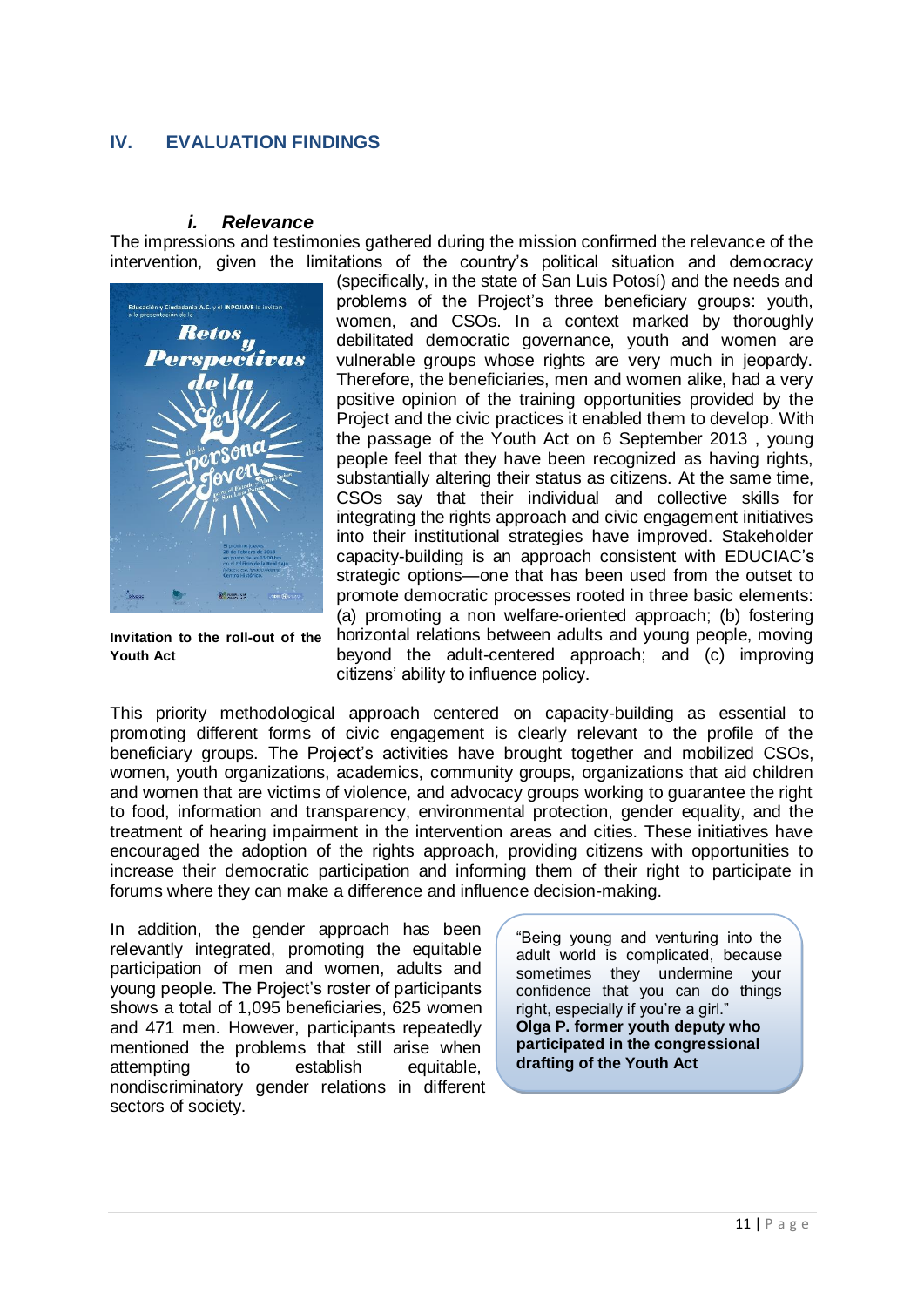## IV. EVALUATION FINDINGS

### *i. Relevance*

The impressions and testimonies gathered during the mission confirmed the relevance of the intervention, given the limitations of the country's political situation and democracy (specifically, in the state of San Luis Potosí) and the needs and problems of the Project's three beneficiary groups: youth, women, and CSOs. In a context marked by thoroughly debilitated democratic governance, youth and women are vulnerable groups whose rights are very much in jeopardy. Therefore, the beneficiaries, men and women alike, had a very positive opinion of the training opportunities provided by the Project and the civic practices it enabled them to develop. With the passage of the Youth Act on 6 September 2013 , young people feel that they have been recognized as having rights, substantially altering their status as citizens. At the same time, CSOs say that their individual and collective skills for integrating the rights approach and civic engagement initiatives into their institutional strategies have improved. Stakeholder capacity-building is an approach consistent with EDUCIAC's strategic options—one that has been used from the outset to promote democratic processes rooted in three basic elements: (a) promoting a non welfare-oriented approach; (b) fostering horizontal relations between adults and young people, moving beyond the adult-centered approach; and (c) improving citizens' ability to influence policy.

**Invitation to the roll-out of the Youth Act**

This priority methodological approach centered on capacity-building as essential to promoting different forms of civic engagement is clearly relevant to the profile of the beneficiary groups. The Project's activities have brought together and mobilized CSOs, women, youth organizations, academics, community groups, organizations that aid children and women that are victims of violence, and advocacy groups working to guarantee the right to food, information and transparency, environmental protection, gender equality, and the treatment of hearing impairment in the intervention areas and cities. These initiatives have encouraged the adoption of the rights approach, providing citizens with opportunities to increase their democratic participation and informing them of their right to participate in forums where they can make a difference and influence decision-making.

In addition, the gender approach has been relevantly integrated, promoting the equitable participation of men and women, adults and young people. The Project's roster of participants shows a total of 1,095 beneficiaries, 625 women and 471 men. However, participants repeatedly mentioned the problems that still arise when attempting to establish equitable, nondiscriminatory gender relations in different sectors of society.

> "Being young and venturing into the adult world is complicated, because sometimes they undermine your confidence that you can do things right, especially if you're a girl."
> **Olga P. former youth deputy who participated in the congressional drafting of the Youth Act**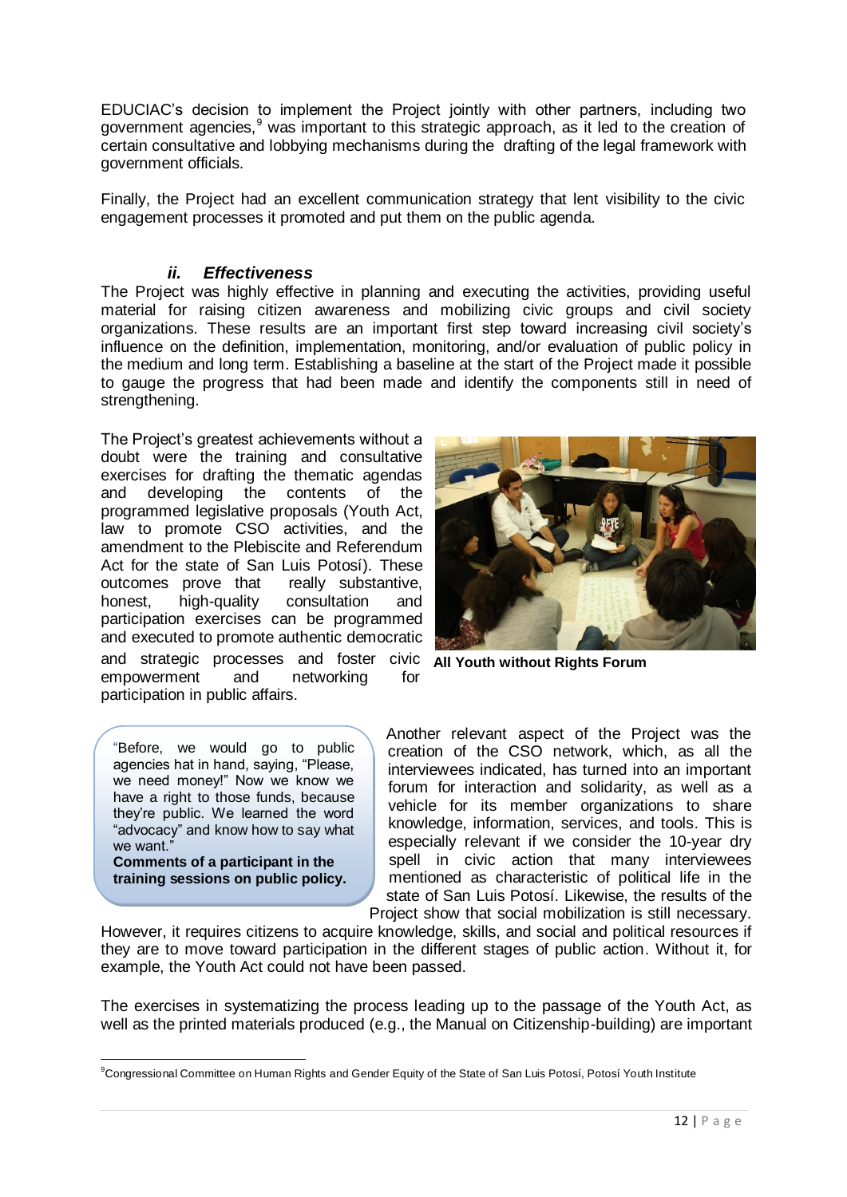EDUCIAC's decision to implement the Project jointly with other partners, including two government agencies,[9] was important to this strategic approach, as it led to the creation of certain consultative and lobbying mechanisms during the drafting of the legal framework with government officials.

Finally, the Project had an excellent communication strategy that lent visibility to the civic engagement processes it promoted and put them on the public agenda.

### *ii. Effectiveness*

The Project was highly effective in planning and executing the activities, providing useful material for raising citizen awareness and mobilizing civic groups and civil society organizations. These results are an important first step toward increasing civil society's influence on the definition, implementation, monitoring, and/or evaluation of public policy in the medium and long term. Establishing a baseline at the start of the Project made it possible to gauge the progress that had been made and identify the components still in need of strengthening.

The Project's greatest achievements without a doubt were the training and consultative exercises for drafting the thematic agendas and developing the contents of the programmed legislative proposals (Youth Act, law to promote CSO activities, and the amendment to the Plebiscite and Referendum Act for the state of San Luis Potosí). These outcomes prove that really substantive, honest, high-quality consultation and participation exercises can be programmed and executed to promote authentic democratic and strategic processes and foster civic empowerment and networking for participation in public affairs.

**All Youth without Rights Forum**

"Before, we would go to public agencies hat in hand, saying, "Please, we need money!" Now we know we have a right to those funds, because they're public. We learned the word "advocacy" and know how to say what we want."
**Comments of a participant in the training sessions on public policy.**

Another relevant aspect of the Project was the creation of the CSO network, which, as all the interviewees indicated, has turned into an important forum for interaction and solidarity, as well as a vehicle for its member organizations to share knowledge, information, services, and tools. This is especially relevant if we consider the 10-year dry spell in civic action that many interviewees mentioned as characteristic of political life in the state of San Luis Potosí. Likewise, the results of the Project show that social mobilization is still necessary. However, it requires citizens to acquire knowledge, skills, and social and political resources if they are to move toward participation in the different stages of public action. Without it, for example, the Youth Act could not have been passed.

The exercises in systematizing the process leading up to the passage of the Youth Act, as well as the printed materials produced (e.g., the Manual on Citizenship-building) are important

[9] Congressional Committee on Human Rights and Gender Equity of the State of San Luis Potosí, Potosí Youth Institute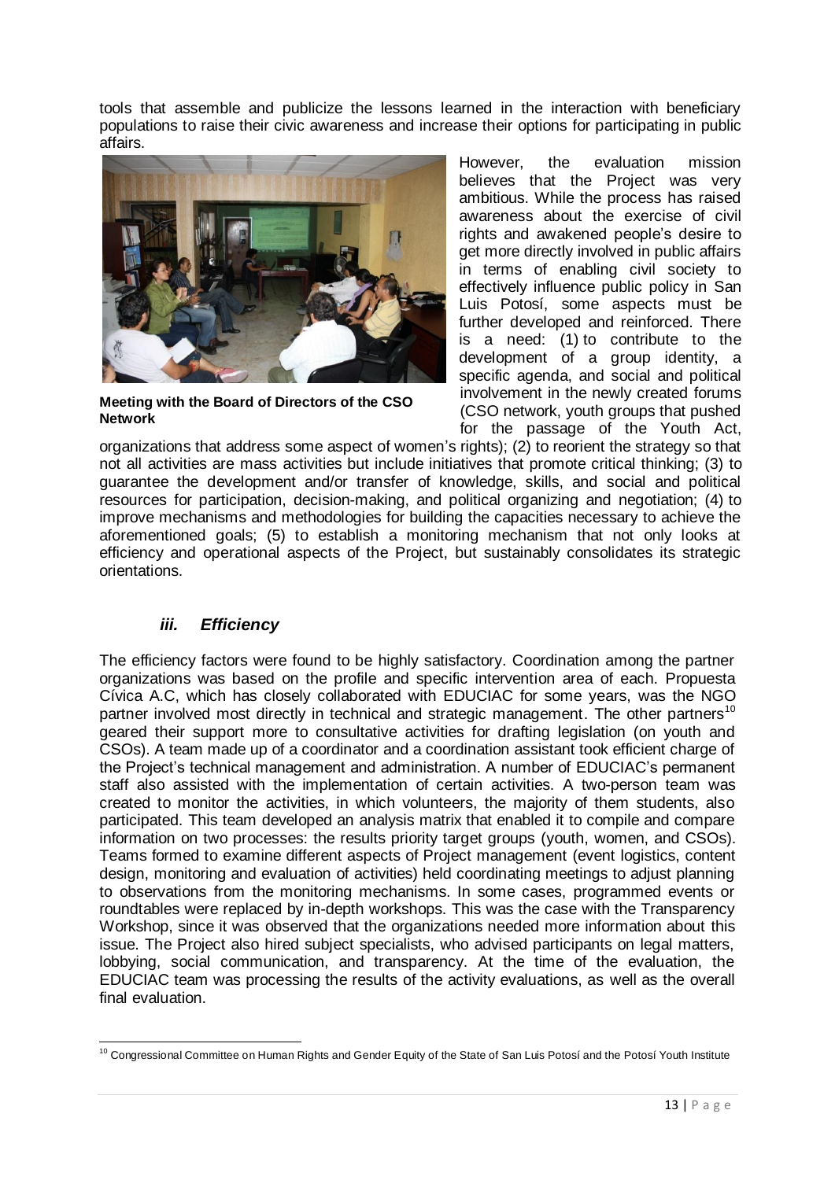tools that assemble and publicize the lessons learned in the interaction with beneficiary populations to raise their civic awareness and increase their options for participating in public affairs.

**Meeting with the Board of Directors of the CSO Network**

However, the evaluation mission believes that the Project was very ambitious. While the process has raised awareness about the exercise of civil rights and awakened people's desire to get more directly involved in public affairs in terms of enabling civil society to effectively influence public policy in San Luis Potosí, some aspects must be further developed and reinforced. There is a need: (1) to contribute to the development of a group identity, a specific agenda, and social and political involvement in the newly created forums (CSO network, youth groups that pushed for the passage of the Youth Act, organizations that address some aspect of women's rights); (2) to reorient the strategy so that not all activities are mass activities but include initiatives that promote critical thinking; (3) to guarantee the development and/or transfer of knowledge, skills, and social and political resources for participation, decision-making, and political organizing and negotiation; (4) to improve mechanisms and methodologies for building the capacities necessary to achieve the aforementioned goals; (5) to establish a monitoring mechanism that not only looks at efficiency and operational aspects of the Project, but sustainably consolidates its strategic orientations.

### *iii. Efficiency*

The efficiency factors were found to be highly satisfactory. Coordination among the partner organizations was based on the profile and specific intervention area of each. Propuesta Cívica A.C, which has closely collaborated with EDUCIAC for some years, was the NGO partner involved most directly in technical and strategic management. The other partners[10] geared their support more to consultative activities for drafting legislation (on youth and CSOs). A team made up of a coordinator and a coordination assistant took efficient charge of the Project's technical management and administration. A number of EDUCIAC's permanent staff also assisted with the implementation of certain activities. A two-person team was created to monitor the activities, in which volunteers, the majority of them students, also participated. This team developed an analysis matrix that enabled it to compile and compare information on two processes: the results priority target groups (youth, women, and CSOs). Teams formed to examine different aspects of Project management (event logistics, content design, monitoring and evaluation of activities) held coordinating meetings to adjust planning to observations from the monitoring mechanisms. In some cases, programmed events or roundtables were replaced by in-depth workshops. This was the case with the Transparency Workshop, since it was observed that the organizations needed more information about this issue. The Project also hired subject specialists, who advised participants on legal matters, lobbying, social communication, and transparency. At the time of the evaluation, the EDUCIAC team was processing the results of the activity evaluations, as well as the overall final evaluation.

[10] Congressional Committee on Human Rights and Gender Equity of the State of San Luis Potosí and the Potosí Youth Institute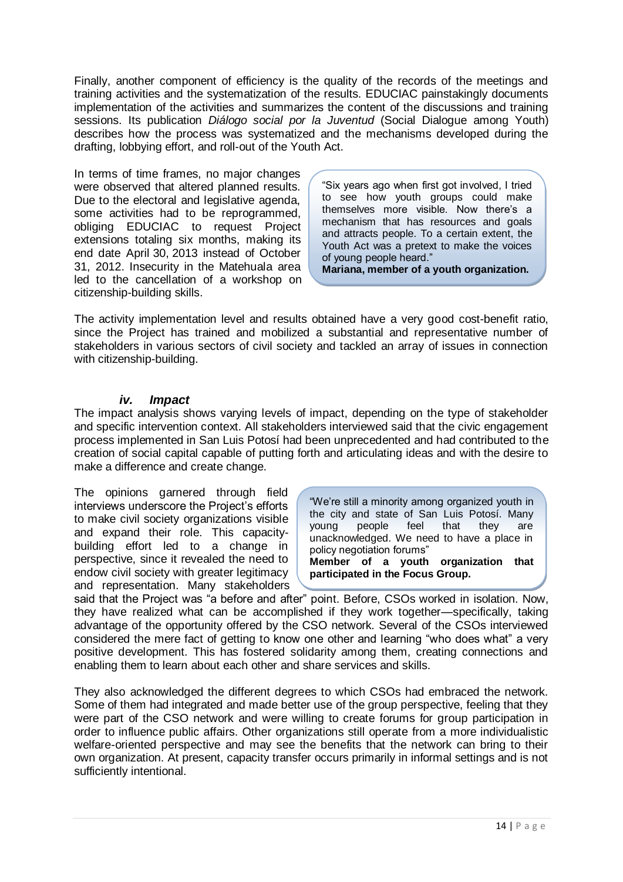Finally, another component of efficiency is the quality of the records of the meetings and training activities and the systematization of the results. EDUCIAC painstakingly documents implementation of the activities and summarizes the content of the discussions and training sessions. Its publication *Diálogo social por la Juventud* (Social Dialogue among Youth) describes how the process was systematized and the mechanisms developed during the drafting, lobbying effort, and roll-out of the Youth Act.

In terms of time frames, no major changes were observed that altered planned results. Due to the electoral and legislative agenda, some activities had to be reprogrammed, obliging EDUCIAC to request Project extensions totaling six months, making its end date April 30, 2013 instead of October 31, 2012. Insecurity in the Matehuala area led to the cancellation of a workshop on citizenship-building skills.

> "Six years ago when first got involved, I tried to see how youth groups could make themselves more visible. Now there's a mechanism that has resources and goals and attracts people. To a certain extent, the Youth Act was a pretext to make the voices of young people heard."
> **Mariana, member of a youth organization.**

The activity implementation level and results obtained have a very good cost-benefit ratio, since the Project has trained and mobilized a substantial and representative number of stakeholders in various sectors of civil society and tackled an array of issues in connection with citizenship-building.

### *iv. Impact*

The impact analysis shows varying levels of impact, depending on the type of stakeholder and specific intervention context. All stakeholders interviewed said that the civic engagement process implemented in San Luis Potosí had been unprecedented and had contributed to the creation of social capital capable of putting forth and articulating ideas and with the desire to make a difference and create change.

> "We're still a minority among organized youth in the city and state of San Luis Potosí. Many young people feel that they are unacknowledged. We need to have a place in policy negotiation forums"
> **Member of a youth organization that participated in the Focus Group.**

The opinions garnered through field interviews underscore the Project's efforts to make civil society organizations visible and expand their role. This capacity-building effort led to a change in perspective, since it revealed the need to endow civil society with greater legitimacy and representation. Many stakeholders said that the Project was "a before and after" point. Before, CSOs worked in isolation. Now, they have realized what can be accomplished if they work together—specifically, taking advantage of the opportunity offered by the CSO network. Several of the CSOs interviewed considered the mere fact of getting to know one other and learning "who does what" a very positive development. This has fostered solidarity among them, creating connections and enabling them to learn about each other and share services and skills.

They also acknowledged the different degrees to which CSOs had embraced the network. Some of them had integrated and made better use of the group perspective, feeling that they were part of the CSO network and were willing to create forums for group participation in order to influence public affairs. Other organizations still operate from a more individualistic welfare-oriented perspective and may see the benefits that the network can bring to their own organization. At present, capacity transfer occurs primarily in informal settings and is not sufficiently intentional.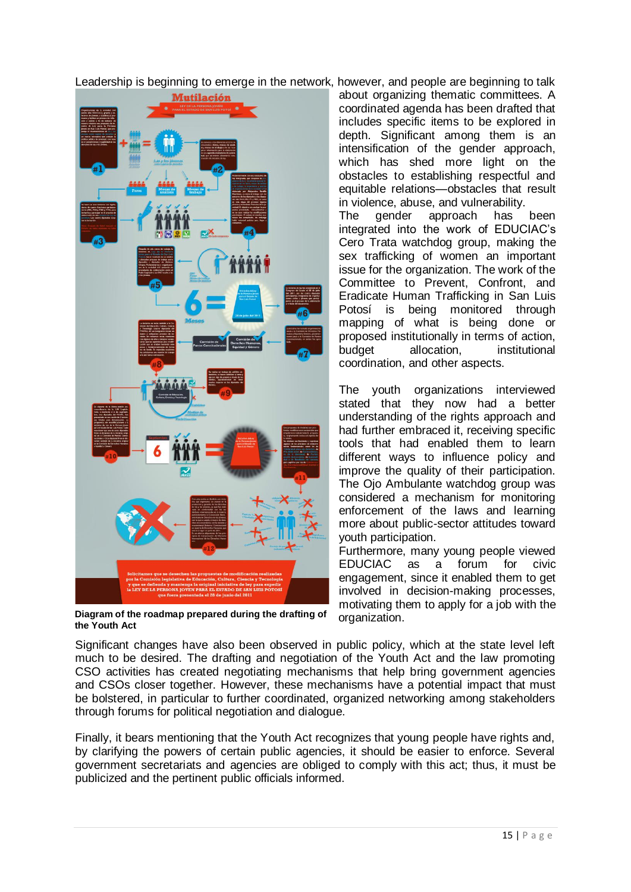Leadership is beginning to emerge in the network, however, and people are beginning to talk about organizing thematic committees. A coordinated agenda has been drafted that includes specific items to be explored in depth. Significant among them is an intensification of the gender approach, which has shed more light on the obstacles to establishing respectful and equitable relations—obstacles that result in violence, abuse, and vulnerability.

The gender approach has been integrated into the work of EDUCIAC's Cero Trata watchdog group, making the sex trafficking of women an important issue for the organization. The work of the Committee to Prevent, Confront, and Eradicate Human Trafficking in San Luis Potosí is being monitored through mapping of what is being done or proposed institutionally in terms of action, budget allocation, institutional coordination, and other aspects.

The youth organizations interviewed stated that they now had a better understanding of the rights approach and had further embraced it, receiving specific tools that had enabled them to learn different ways to influence policy and improve the quality of their participation. The Ojo Ambulante watchdog group was considered a mechanism for monitoring enforcement of the laws and learning more about public-sector attitudes toward youth participation.

Furthermore, many young people viewed EDUCIAC as a forum for civic engagement, since it enabled them to get involved in decision-making processes, motivating them to apply for a job with the organization.

**Diagram of the roadmap prepared during the drafting of the Youth Act**

Significant changes have also been observed in public policy, which at the state level left much to be desired. The drafting and negotiation of the Youth Act and the law promoting CSO activities has created negotiating mechanisms that help bring government agencies and CSOs closer together. However, these mechanisms have a potential impact that must be bolstered, in particular to further coordinated, organized networking among stakeholders through forums for political negotiation and dialogue.

Finally, it bears mentioning that the Youth Act recognizes that young people have rights and, by clarifying the powers of certain public agencies, it should be easier to enforce. Several government secretariats and agencies are obliged to comply with this act; thus, it must be publicized and the pertinent public officials informed.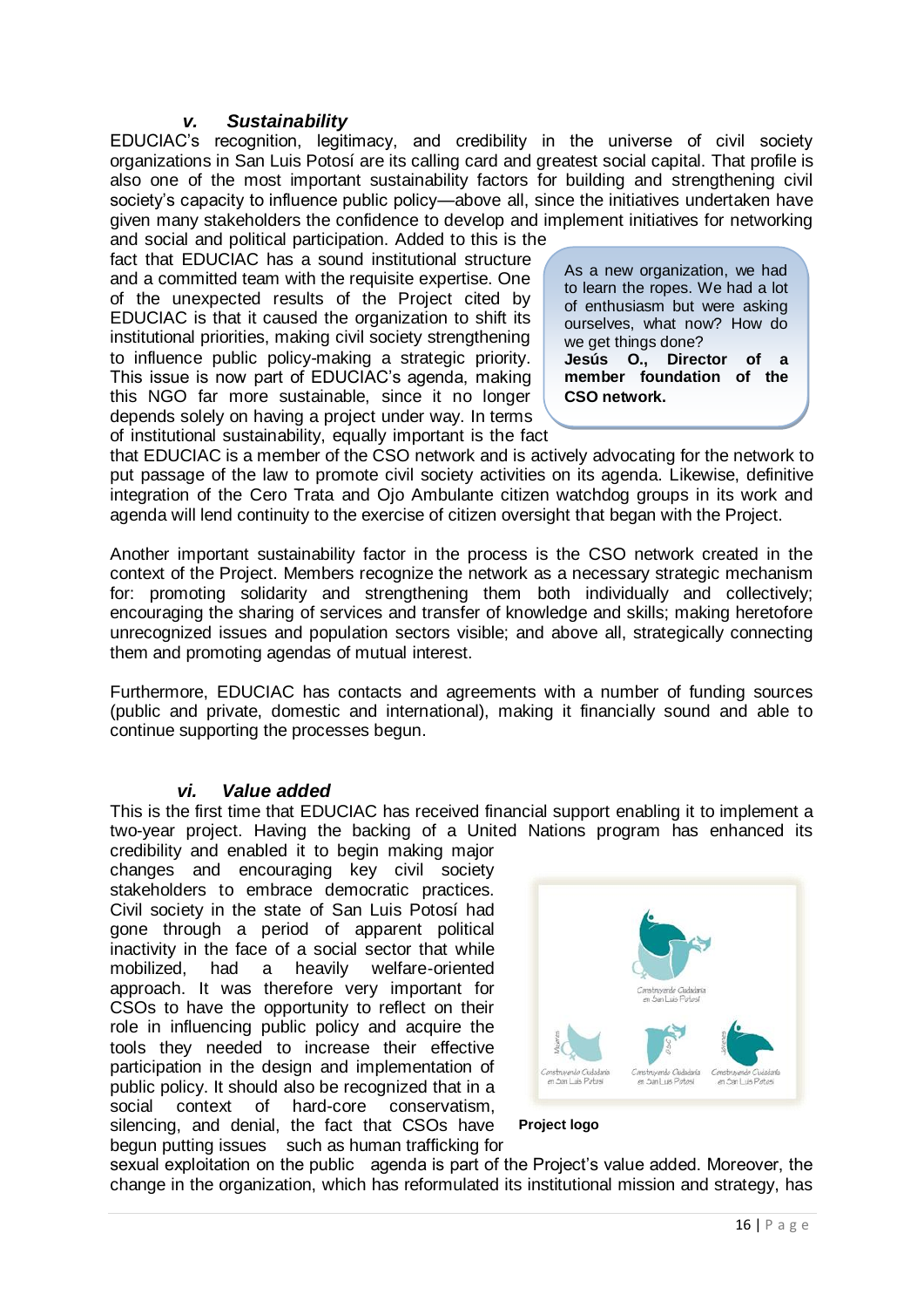### *v. Sustainability*

EDUCIAC's recognition, legitimacy, and credibility in the universe of civil society organizations in San Luis Potosí are its calling card and greatest social capital. That profile is also one of the most important sustainability factors for building and strengthening civil society's capacity to influence public policy—above all, since the initiatives undertaken have given many stakeholders the confidence to develop and implement initiatives for networking and social and political participation. Added to this is the fact that EDUCIAC has a sound institutional structure and a committed team with the requisite expertise. One of the unexpected results of the Project cited by EDUCIAC is that it caused the organization to shift its institutional priorities, making civil society strengthening to influence public policy-making a strategic priority. This issue is now part of EDUCIAC's agenda, making this NGO far more sustainable, since it no longer depends solely on having a project under way. In terms of institutional sustainability, equally important is the fact that EDUCIAC is a member of the CSO network and is actively advocating for the network to put passage of the law to promote civil society activities on its agenda. Likewise, definitive integration of the Cero Trata and Ojo Ambulante citizen watchdog groups in its work and agenda will lend continuity to the exercise of citizen oversight that began with the Project.

> As a new organization, we had to learn the ropes. We had a lot of enthusiasm but were asking ourselves, what now? How do we get things done?
> **Jesús O., Director of a member foundation of the CSO network.**

Another important sustainability factor in the process is the CSO network created in the context of the Project. Members recognize the network as a necessary strategic mechanism for: promoting solidarity and strengthening them both individually and collectively; encouraging the sharing of services and transfer of knowledge and skills; making heretofore unrecognized issues and population sectors visible; and above all, strategically connecting them and promoting agendas of mutual interest.

Furthermore, EDUCIAC has contacts and agreements with a number of funding sources (public and private, domestic and international), making it financially sound and able to continue supporting the processes begun.

### *vi. Value added*

This is the first time that EDUCIAC has received financial support enabling it to implement a two-year project. Having the backing of a United Nations program has enhanced its credibility and enabled it to begin making major changes and encouraging key civil society stakeholders to embrace democratic practices. Civil society in the state of San Luis Potosí had gone through a period of apparent political inactivity in the face of a social sector that while mobilized, had a heavily welfare-oriented approach. It was therefore very important for CSOs to have the opportunity to reflect on their role in influencing public policy and acquire the tools they needed to increase their effective participation in the design and implementation of public policy. It should also be recognized that in a social context of hard-core conservatism, silencing, and denial, the fact that CSOs have begun putting issues such as human trafficking for sexual exploitation on the public agenda is part of the Project's value added. Moreover, the change in the organization, which has reformulated its institutional mission and strategy, has

**Project logo**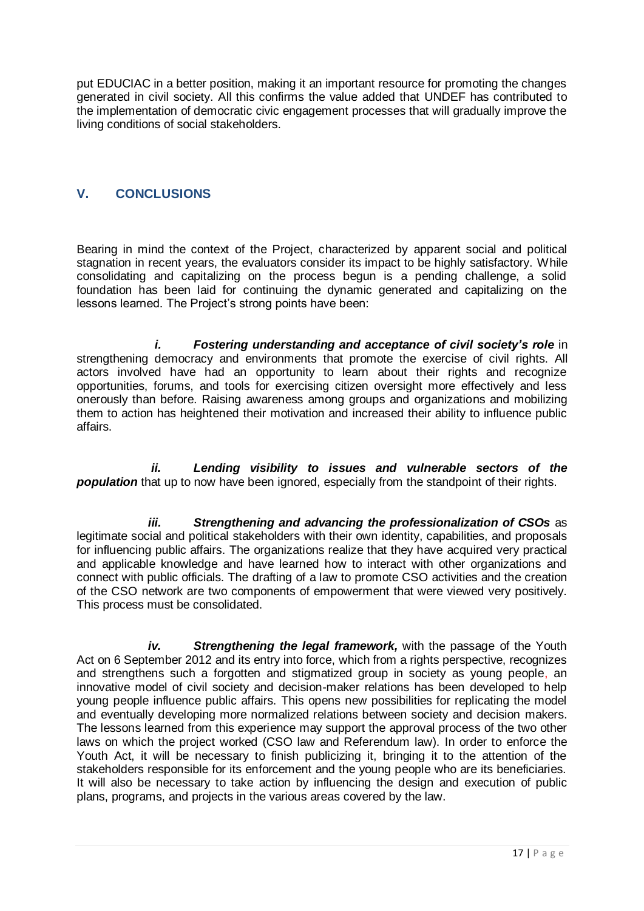put EDUCIAC in a better position, making it an important resource for promoting the changes generated in civil society. All this confirms the value added that UNDEF has contributed to the implementation of democratic civic engagement processes that will gradually improve the living conditions of social stakeholders.

## V. CONCLUSIONS

Bearing in mind the context of the Project, characterized by apparent social and political stagnation in recent years, the evaluators consider its impact to be highly satisfactory. While consolidating and capitalizing on the process begun is a pending challenge, a solid foundation has been laid for continuing the dynamic generated and capitalizing on the lessons learned. The Project's strong points have been:

***i. Fostering understanding and acceptance of civil society's role*** in strengthening democracy and environments that promote the exercise of civil rights. All actors involved have had an opportunity to learn about their rights and recognize opportunities, forums, and tools for exercising citizen oversight more effectively and less onerously than before. Raising awareness among groups and organizations and mobilizing them to action has heightened their motivation and increased their ability to influence public affairs.

***ii. Lending visibility to issues and vulnerable sectors of the population*** that up to now have been ignored, especially from the standpoint of their rights.

***iii. Strengthening and advancing the professionalization of CSOs*** as legitimate social and political stakeholders with their own identity, capabilities, and proposals for influencing public affairs. The organizations realize that they have acquired very practical and applicable knowledge and have learned how to interact with other organizations and connect with public officials. The drafting of a law to promote CSO activities and the creation of the CSO network are two components of empowerment that were viewed very positively. This process must be consolidated.

***iv. Strengthening the legal framework,*** with the passage of the Youth Act on 6 September 2012 and its entry into force, which from a rights perspective, recognizes and strengthens such a forgotten and stigmatized group in society as young people, an innovative model of civil society and decision-maker relations has been developed to help young people influence public affairs. This opens new possibilities for replicating the model and eventually developing more normalized relations between society and decision makers. The lessons learned from this experience may support the approval process of the two other laws on which the project worked (CSO law and Referendum law). In order to enforce the Youth Act, it will be necessary to finish publicizing it, bringing it to the attention of the stakeholders responsible for its enforcement and the young people who are its beneficiaries. It will also be necessary to take action by influencing the design and execution of public plans, programs, and projects in the various areas covered by the law.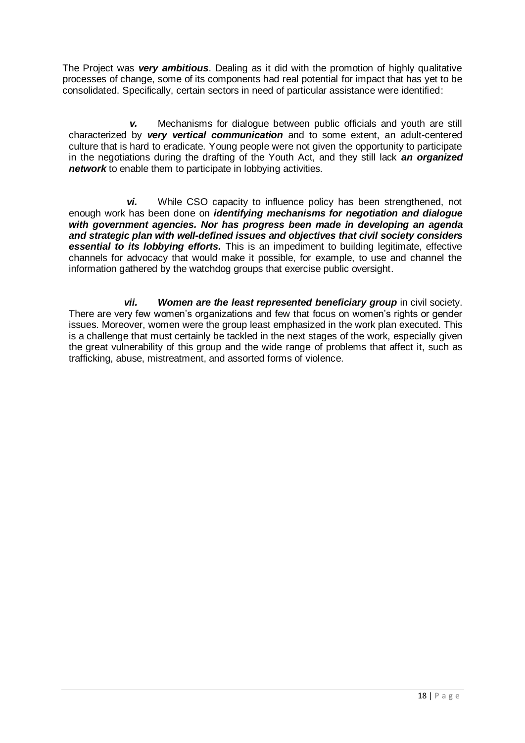The Project was ***very ambitious***. Dealing as it did with the promotion of highly qualitative processes of change, some of its components had real potential for impact that has yet to be consolidated. Specifically, certain sectors in need of particular assistance were identified:

***v.*** Mechanisms for dialogue between public officials and youth are still characterized by ***very vertical communication*** and to some extent, an adult-centered culture that is hard to eradicate. Young people were not given the opportunity to participate in the negotiations during the drafting of the Youth Act, and they still lack ***an organized network*** to enable them to participate in lobbying activities.

***vi.*** While CSO capacity to influence policy has been strengthened, not enough work has been done on ***identifying mechanisms for negotiation and dialogue with government agencies. Nor has progress been made in developing an agenda and strategic plan with well-defined issues and objectives that civil society considers essential to its lobbying efforts.*** This is an impediment to building legitimate, effective channels for advocacy that would make it possible, for example, to use and channel the information gathered by the watchdog groups that exercise public oversight.

***vii. Women are the least represented beneficiary group*** in civil society. There are very few women's organizations and few that focus on women's rights or gender issues. Moreover, women were the group least emphasized in the work plan executed. This is a challenge that must certainly be tackled in the next stages of the work, especially given the great vulnerability of this group and the wide range of problems that affect it, such as trafficking, abuse, mistreatment, and assorted forms of violence.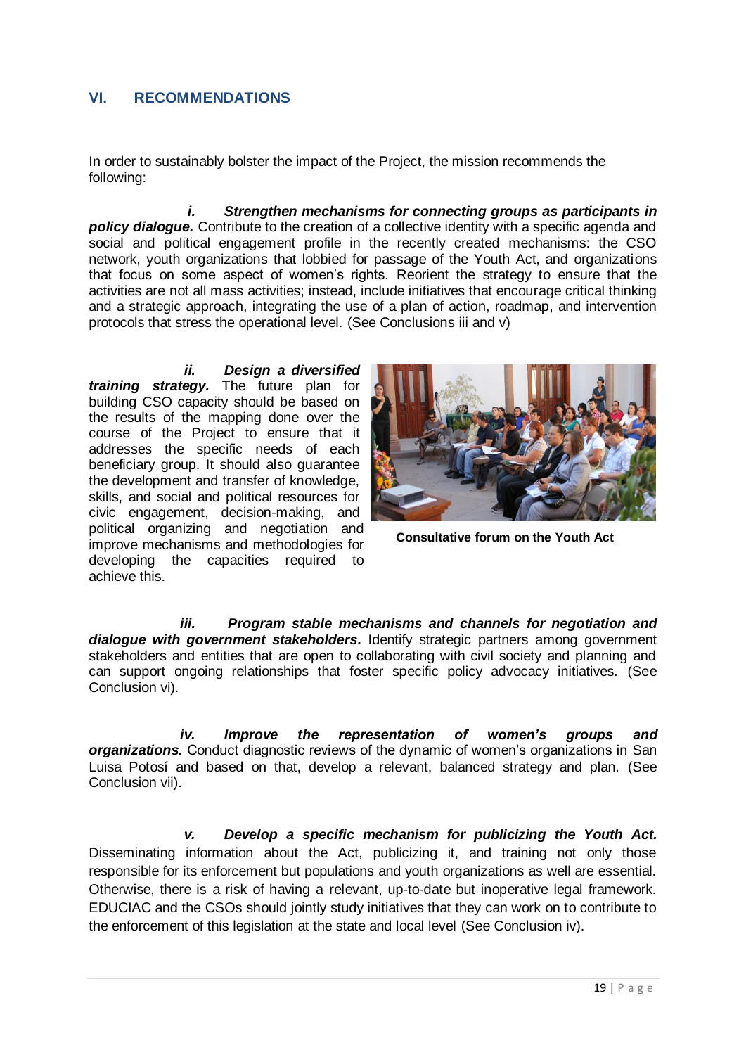## VI. RECOMMENDATIONS

In order to sustainably bolster the impact of the Project, the mission recommends the following:

***i. Strengthen mechanisms for connecting groups as participants in policy dialogue.*** Contribute to the creation of a collective identity with a specific agenda and social and political engagement profile in the recently created mechanisms: the CSO network, youth organizations that lobbied for passage of the Youth Act, and organizations that focus on some aspect of women's rights. Reorient the strategy to ensure that the activities are not all mass activities; instead, include initiatives that encourage critical thinking and a strategic approach, integrating the use of a plan of action, roadmap, and intervention protocols that stress the operational level. (See Conclusions iii and v)

***ii. Design a diversified training strategy.*** The future plan for building CSO capacity should be based on the results of the mapping done over the course of the Project to ensure that it addresses the specific needs of each beneficiary group. It should also guarantee the development and transfer of knowledge, skills, and social and political resources for civic engagement, decision-making, and political organizing and negotiation and improve mechanisms and methodologies for developing the capacities required to achieve this.

**Consultative forum on the Youth Act**

***iii. Program stable mechanisms and channels for negotiation and dialogue with government stakeholders.*** Identify strategic partners among government stakeholders and entities that are open to collaborating with civil society and planning and can support ongoing relationships that foster specific policy advocacy initiatives. (See Conclusion vi).

***iv. Improve the representation of women's groups and organizations.*** Conduct diagnostic reviews of the dynamic of women's organizations in San Luisa Potosí and based on that, develop a relevant, balanced strategy and plan. (See Conclusion vii).

***v. Develop a specific mechanism for publicizing the Youth Act.*** Disseminating information about the Act, publicizing it, and training not only those responsible for its enforcement but populations and youth organizations as well are essential. Otherwise, there is a risk of having a relevant, up-to-date but inoperative legal framework. EDUCIAC and the CSOs should jointly study initiatives that they can work on to contribute to the enforcement of this legislation at the state and local level (See Conclusion iv).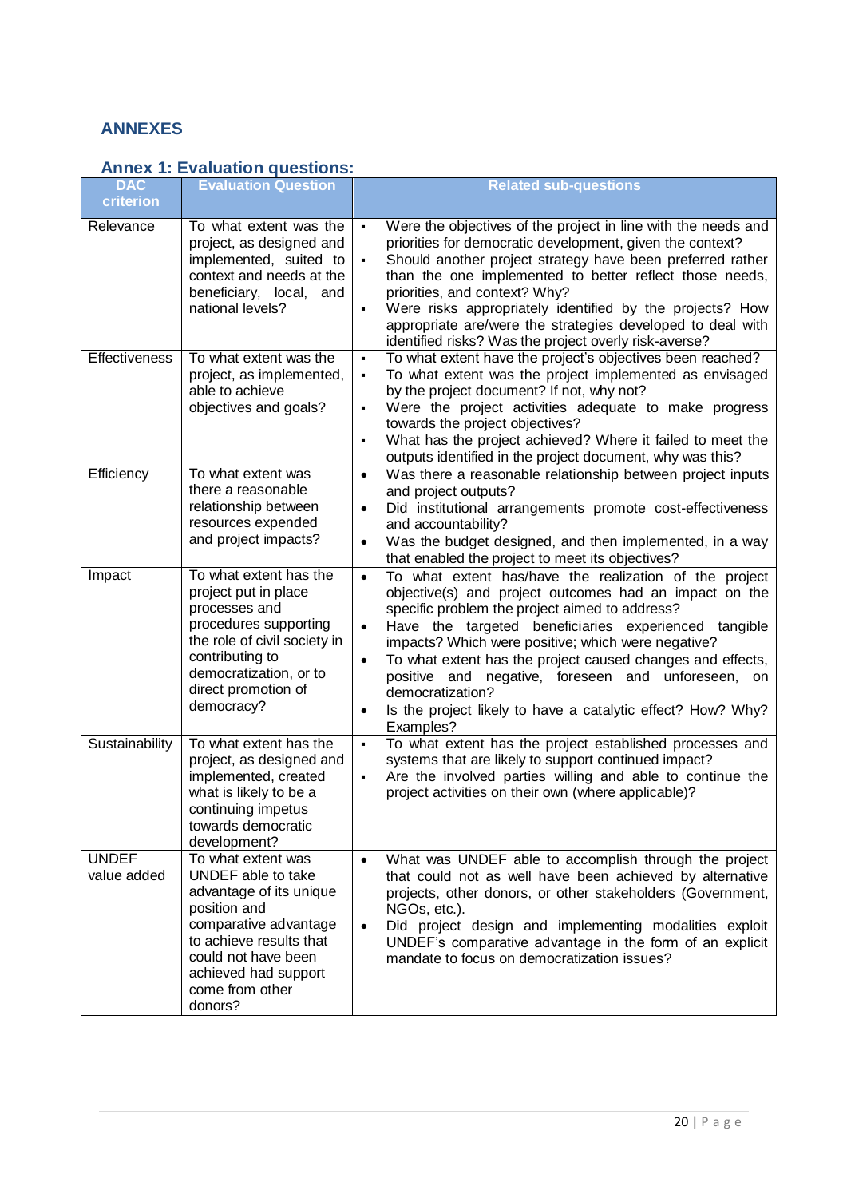# ANNEXES

## Annex 1: Evaluation questions:

| DAC criterion | Evaluation Question | Related sub-questions |
|---|---|---|
| Relevance | To what extent was the project, as designed and implemented, suited to context and needs at the beneficiary, local, and national levels? | ▪ Were the objectives of the project in line with the needs and priorities for democratic development, given the context?<br>▪ Should another project strategy have been preferred rather than the one implemented to better reflect those needs, priorities, and context? Why?<br>▪ Were risks appropriately identified by the projects? How appropriate are/were the strategies developed to deal with identified risks? Was the project overly risk-averse? |
| Effectiveness | To what extent was the project, as implemented, able to achieve objectives and goals? | ▪ To what extent have the project's objectives been reached?<br>▪ To what extent was the project implemented as envisaged by the project document? If not, why not?<br>▪ Were the project activities adequate to make progress towards the project objectives?<br>▪ What has the project achieved? Where it failed to meet the outputs identified in the project document, why was this? |
| Efficiency | To what extent was there a reasonable relationship between resources expended and project impacts? | • Was there a reasonable relationship between project inputs and project outputs?<br>• Did institutional arrangements promote cost-effectiveness and accountability?<br>• Was the budget designed, and then implemented, in a way that enabled the project to meet its objectives? |
| Impact | To what extent has the project put in place processes and procedures supporting the role of civil society in contributing to democratization, or to direct promotion of democracy? | • To what extent has/have the realization of the project objective(s) and project outcomes had an impact on the specific problem the project aimed to address?<br>• Have the targeted beneficiaries experienced tangible impacts? Which were positive; which were negative?<br>• To what extent has the project caused changes and effects, positive and negative, foreseen and unforeseen, on democratization?<br>• Is the project likely to have a catalytic effect? How? Why? Examples? |
| Sustainability | To what extent has the project, as designed and implemented, created what is likely to be a continuing impetus towards democratic development? | ▪ To what extent has the project established processes and systems that are likely to support continued impact?<br>▪ Are the involved parties willing and able to continue the project activities on their own (where applicable)? |
| UNDEF value added | To what extent was UNDEF able to take advantage of its unique position and comparative advantage to achieve results that could not have been achieved had support come from other donors? | • What was UNDEF able to accomplish through the project that could not as well have been achieved by alternative projects, other donors, or other stakeholders (Government, NGOs, etc.).<br>• Did project design and implementing modalities exploit UNDEF's comparative advantage in the form of an explicit mandate to focus on democratization issues? |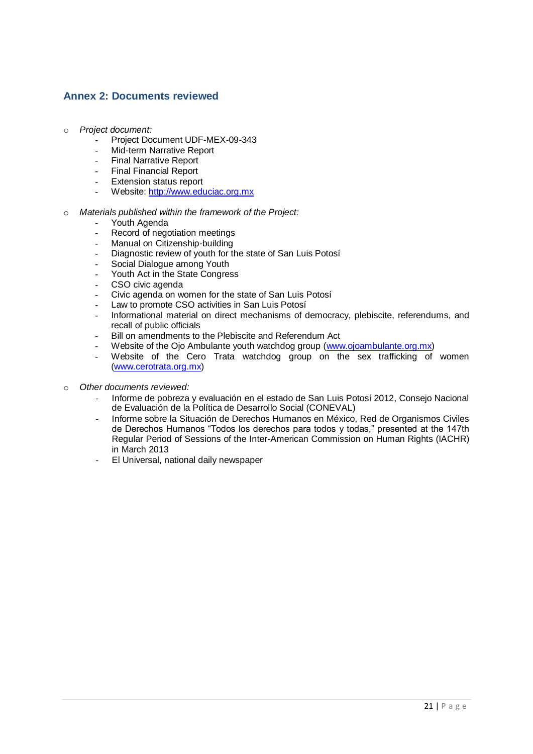## Annex 2: Documents reviewed

- *Project document:*
  - Project Document UDF-MEX-09-343
  - Mid-term Narrative Report
  - Final Narrative Report
  - Final Financial Report
  - Extension status report
  - Website: http://www.educiac.org.mx

- *Materials published within the framework of the Project:*
  - Youth Agenda
  - Record of negotiation meetings
  - Manual on Citizenship-building
  - Diagnostic review of youth for the state of San Luis Potosí
  - Social Dialogue among Youth
  - Youth Act in the State Congress
  - CSO civic agenda
  - Civic agenda on women for the state of San Luis Potosí
  - Law to promote CSO activities in San Luis Potosí
  - Informational material on direct mechanisms of democracy, plebiscite, referendums, and recall of public officials
  - Bill on amendments to the Plebiscite and Referendum Act
  - Website of the Ojo Ambulante youth watchdog group (www.ojoambulante.org.mx)
  - Website of the Cero Trata watchdog group on the sex trafficking of women (www.cerotrata.org.mx)

- *Other documents reviewed:*
  - Informe de pobreza y evaluación en el estado de San Luis Potosí 2012, Consejo Nacional de Evaluación de la Política de Desarrollo Social (CONEVAL)
  - Informe sobre la Situación de Derechos Humanos en México, Red de Organismos Civiles de Derechos Humanos "Todos los derechos para todos y todas," presented at the 147th Regular Period of Sessions of the Inter-American Commission on Human Rights (IACHR) in March 2013
  - El Universal, national daily newspaper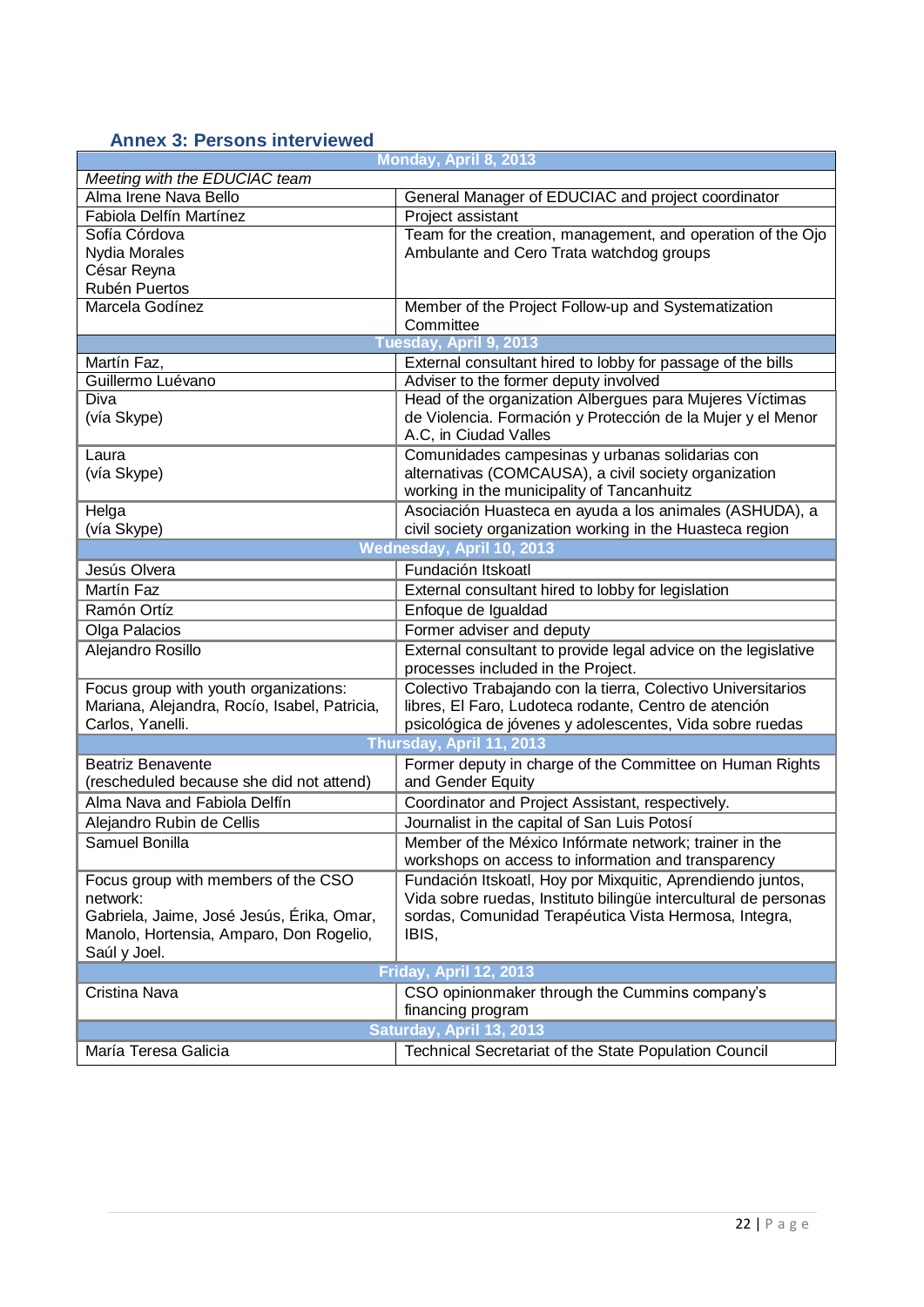## Annex 3: Persons interviewed

| Monday, April 8, 2013 | |
|---|---|
| *Meeting with the EDUCIAC team* | |
| Alma Irene Nava Bello | General Manager of EDUCIAC and project coordinator |
| Fabiola Delfín Martínez | Project assistant |
| Sofía Córdova<br>Nydia Morales<br>César Reyna<br>Rubén Puertos | Team for the creation, management, and operation of the Ojo Ambulante and Cero Trata watchdog groups |
| Marcela Godínez | Member of the Project Follow-up and Systematization Committee |
| **Tuesday, April 9, 2013** | |
| Martín Faz, | External consultant hired to lobby for passage of the bills |
| Guillermo Luévano | Adviser to the former deputy involved |
| Diva<br>(vía Skype) | Head of the organization Albergues para Mujeres Víctimas de Violencia. Formación y Protección de la Mujer y el Menor A.C, in Ciudad Valles |
| Laura<br>(vía Skype) | Comunidades campesinas y urbanas solidarias con alternativas (COMCAUSA), a civil society organization working in the municipality of Tancanhuitz |
| Helga<br>(vía Skype) | Asociación Huasteca en ayuda a los animales (ASHUDA), a civil society organization working in the Huasteca region |
| **Wednesday, April 10, 2013** | |
| Jesús Olvera | Fundación Itskoatl |
| Martín Faz | External consultant hired to lobby for legislation |
| Ramón Ortíz | Enfoque de Igualdad |
| Olga Palacios | Former adviser and deputy |
| Alejandro Rosillo | External consultant to provide legal advice on the legislative processes included in the Project. |
| Focus group with youth organizations: Mariana, Alejandra, Rocío, Isabel, Patricia, Carlos, Yanelli. | Colectivo Trabajando con la tierra, Colectivo Universitarios libres, El Faro, Ludoteca rodante, Centro de atención psicológica de jóvenes y adolescentes, Vida sobre ruedas |
| **Thursday, April 11, 2013** | |
| Beatriz Benavente<br>(rescheduled because she did not attend) | Former deputy in charge of the Committee on Human Rights and Gender Equity |
| Alma Nava and Fabiola Delfín | Coordinator and Project Assistant, respectively. |
| Alejandro Rubin de Cellis | Journalist in the capital of San Luis Potosí |
| Samuel Bonilla | Member of the México Infórmate network; trainer in the workshops on access to information and transparency |
| Focus group with members of the CSO network:<br>Gabriela, Jaime, José Jesús, Érika, Omar, Manolo, Hortensia, Amparo, Don Rogelio, Saúl y Joel. | Fundación Itskoatl, Hoy por Mixquitic, Aprendiendo juntos, Vida sobre ruedas, Instituto bilingüe intercultural de personas sordas, Comunidad Terapéutica Vista Hermosa, Integra, IBIS, |
| **Friday, April 12, 2013** | |
| Cristina Nava | CSO opinionmaker through the Cummins company's financing program |
| **Saturday, April 13, 2013** | |
| María Teresa Galicia | Technical Secretariat of the State Population Council |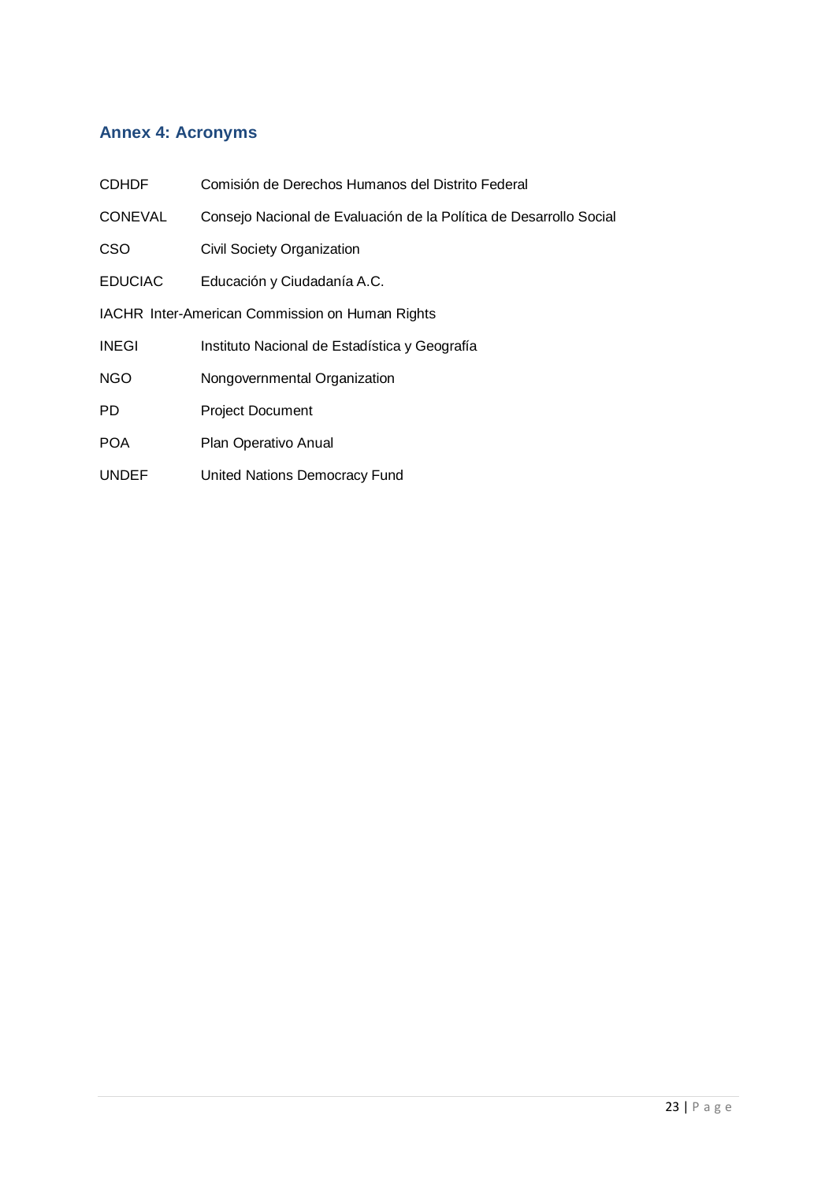## Annex 4: Acronyms

| | |
|---|---|
| CDHDF | Comisión de Derechos Humanos del Distrito Federal |
| CONEVAL | Consejo Nacional de Evaluación de la Política de Desarrollo Social |
| CSO | Civil Society Organization |
| EDUCIAC | Educación y Ciudadanía A.C. |
| IACHR | Inter-American Commission on Human Rights |
| INEGI | Instituto Nacional de Estadística y Geografía |
| NGO | Nongovernmental Organization |
| PD | Project Document |
| POA | Plan Operativo Anual |
| UNDEF | United Nations Democracy Fund |